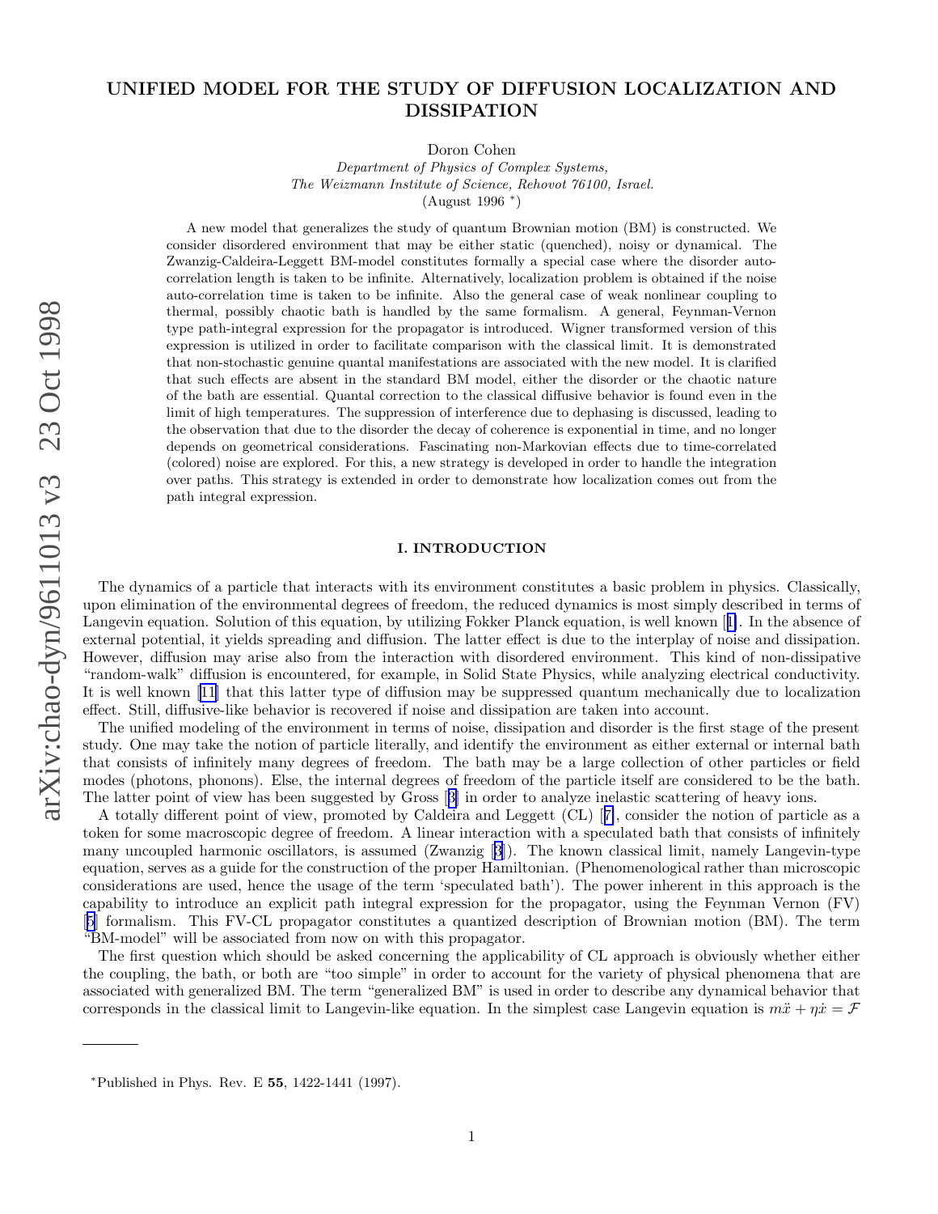# UNIFIED MODEL FOR THE STUDY OF DIFFUSION LOCALIZATION AND DISSIPATION

Doron Cohen

*Department of Physics of Complex Systems,*
*The Weizmann Institute of Science, Rehovot 76100, Israel.*
(August 1996 *)

A new model that generalizes the study of quantum Brownian motion (BM) is constructed. We consider disordered environment that may be either static (quenched), noisy or dynamical. The Zwanzig-Caldeira-Leggett BM-model constitutes formally a special case where the disorder auto-correlation length is taken to be infinite. Alternatively, localization problem is obtained if the noise auto-correlation time is taken to be infinite. Also the general case of weak nonlinear coupling to thermal, possibly chaotic bath is handled by the same formalism. A general, Feynman-Vernon type path-integral expression for the propagator is introduced. Wigner transformed version of this expression is utilized in order to facilitate comparison with the classical limit. It is demonstrated that non-stochastic genuine quantal manifestations are associated with the new model. It is clarified that such effects are absent in the standard BM model, either the disorder or the chaotic nature of the bath are essential. Quantal correction to the classical diffusive behavior is found even in the limit of high temperatures. The suppression of interference due to dephasing is discussed, leading to the observation that due to the disorder the decay of coherence is exponential in time, and no longer depends on geometrical considerations. Fascinating non-Markovian effects due to time-correlated (colored) noise are explored. For this, a new strategy is developed in order to handle the integration over paths. This strategy is extended in order to demonstrate how localization comes out from the path integral expression.

## I. INTRODUCTION

The dynamics of a particle that interacts with its environment constitutes a basic problem in physics. Classically, upon elimination of the environmental degrees of freedom, the reduced dynamics is most simply described in terms of Langevin equation. Solution of this equation, by utilizing Fokker Planck equation, is well known [1]. In the absence of external potential, it yields spreading and diffusion. The latter effect is due to the interplay of noise and dissipation. However, diffusion may arise also from the interaction with disordered environment. This kind of non-dissipative "random-walk" diffusion is encountered, for example, in Solid State Physics, while analyzing electrical conductivity. It is well known [11] that this latter type of diffusion may be suppressed quantum mechanically due to localization effect. Still, diffusive-like behavior is recovered if noise and dissipation are taken into account.

The unified modeling of the environment in terms of noise, dissipation and disorder is the first stage of the present study. One may take the notion of particle literally, and identify the environment as either external or internal bath that consists of infinitely many degrees of freedom. The bath may be a large collection of other particles or field modes (photons, phonons). Else, the internal degrees of freedom of the particle itself are considered to be the bath. The latter point of view has been suggested by Gross [3] in order to analyze inelastic scattering of heavy ions.

A totally different point of view, promoted by Caldeira and Leggett (CL) [7], consider the notion of particle as a token for some macroscopic degree of freedom. A linear interaction with a speculated bath that consists of infinitely many uncoupled harmonic oscillators, is assumed (Zwanzig [3]). The known classical limit, namely Langevin-type equation, serves as a guide for the construction of the proper Hamiltonian. (Phenomenological rather than microscopic considerations are used, hence the usage of the term 'speculated bath'). The power inherent in this approach is the capability to introduce an explicit path integral expression for the propagator, using the Feynman Vernon (FV) [5] formalism. This FV-CL propagator constitutes a quantized description of Brownian motion (BM). The term "BM-model" will be associated from now on with this propagator.

The first question which should be asked concerning the applicability of CL approach is obviously whether either the coupling, the bath, or both are "too simple" in order to account for the variety of physical phenomena that are associated with generalized BM. The term "generalized BM" is used in order to describe any dynamical behavior that corresponds in the classical limit to Langevin-like equation. In the simplest case Langevin equation is $m\ddot{x} + \eta\dot{x} = \mathcal{F}$

---

*Published in Phys. Rev. E **55**, 1422-1441 (1997).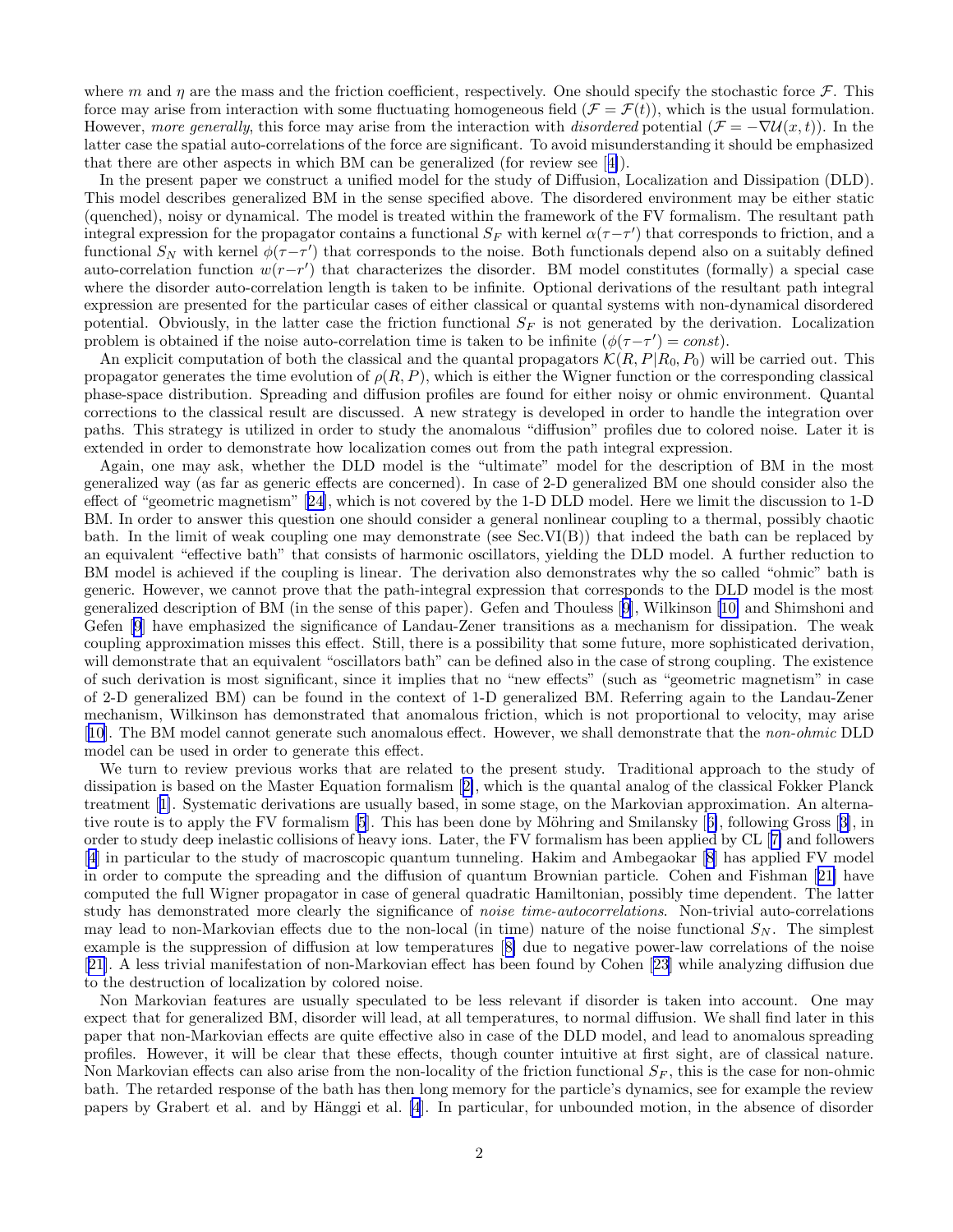where $m$ and $\eta$ are the mass and the friction coefficient, respectively. One should specify the stochastic force $\mathcal{F}$. This force may arise from interaction with some fluctuating homogeneous field ($\mathcal{F} = \mathcal{F}(t)$), which is the usual formulation. However, *more generally*, this force may arise from the interaction with *disordered* potential ($\mathcal{F} = -\nabla\mathcal{U}(x,t)$). In the latter case the spatial auto-correlations of the force are significant. To avoid misunderstanding it should be emphasized that there are other aspects in which BM can be generalized (for review see [4]).

In the present paper we construct a unified model for the study of Diffusion, Localization and Dissipation (DLD). This model describes generalized BM in the sense specified above. The disordered environment may be either static (quenched), noisy or dynamical. The model is treated within the framework of the FV formalism. The resultant path integral expression for the propagator contains a functional $S_F$ with kernel $\alpha(\tau-\tau')$ that corresponds to friction, and a functional $S_N$ with kernel $\phi(\tau-\tau')$ that corresponds to the noise. Both functionals depend also on a suitably defined auto-correlation function $w(r-r')$ that characterizes the disorder. BM model constitutes (formally) a special case where the disorder auto-correlation length is taken to be infinite. Optional derivations of the resultant path integral expression are presented for the particular cases of either classical or quantal systems with non-dynamical disordered potential. Obviously, in the latter case the friction functional $S_F$ is not generated by the derivation. Localization problem is obtained if the noise auto-correlation time is taken to be infinite ($\phi(\tau-\tau') = const$).

An explicit computation of both the classical and the quantal propagators $\mathcal{K}(R,P|R_0,P_0)$ will be carried out. This propagator generates the time evolution of $\rho(R,P)$, which is either the Wigner function or the corresponding classical phase-space distribution. Spreading and diffusion profiles are found for either noisy or ohmic environment. Quantal corrections to the classical result are discussed. A new strategy is developed in order to handle the integration over paths. This strategy is utilized in order to study the anomalous "diffusion" profiles due to colored noise. Later it is extended in order to demonstrate how localization comes out from the path integral expression.

Again, one may ask, whether the DLD model is the "ultimate" model for the description of BM in the most generalized way (as far as generic effects are concerned). In case of 2-D generalized BM one should consider also the effect of "geometric magnetism" [24], which is not covered by the 1-D DLD model. Here we limit the discussion to 1-D BM. In order to answer this question one should consider a general nonlinear coupling to a thermal, possibly chaotic bath. In the limit of weak coupling one may demonstrate (see Sec.VI(B)) that indeed the bath can be replaced by an equivalent "effective bath" that consists of harmonic oscillators, yielding the DLD model. A further reduction to BM model is achieved if the coupling is linear. The derivation also demonstrates why the so called "ohmic" bath is generic. However, we cannot prove that the path-integral expression that corresponds to the DLD model is the most generalized description of BM (in the sense of this paper). Gefen and Thouless [9], Wilkinson [10] and Shimshoni and Gefen [9] have emphasized the significance of Landau-Zener transitions as a mechanism for dissipation. The weak coupling approximation misses this effect. Still, there is a possibility that some future, more sophisticated derivation, will demonstrate that an equivalent "oscillators bath" can be defined also in the case of strong coupling. The existence of such derivation is most significant, since it implies that no "new effects" (such as "geometric magnetism" in case of 2-D generalized BM) can be found in the context of 1-D generalized BM. Referring again to the Landau-Zener mechanism, Wilkinson has demonstrated that anomalous friction, which is not proportional to velocity, may arise [10]. The BM model cannot generate such anomalous effect. However, we shall demonstrate that the *non-ohmic* DLD model can be used in order to generate this effect.

We turn to review previous works that are related to the present study. Traditional approach to the study of dissipation is based on the Master Equation formalism [2], which is the quantal analog of the classical Fokker Planck treatment [1]. Systematic derivations are usually based, in some stage, on the Markovian approximation. An alternative route is to apply the FV formalism [5]. This has been done by Möhring and Smilansky [6], following Gross [3], in order to study deep inelastic collisions of heavy ions. Later, the FV formalism has been applied by CL [7] and followers [4] in particular to the study of macroscopic quantum tunneling. Hakim and Ambegaokar [8] has applied FV model in order to compute the spreading and the diffusion of quantum Brownian particle. Cohen and Fishman [21] have computed the full Wigner propagator in case of general quadratic Hamiltonian, possibly time dependent. The latter study has demonstrated more clearly the significance of *noise time-autocorrelations*. Non-trivial auto-correlations may lead to non-Markovian effects due to the non-local (in time) nature of the noise functional $S_N$. The simplest example is the suppression of diffusion at low temperatures [8] due to negative power-law correlations of the noise [21]. A less trivial manifestation of non-Markovian effect has been found by Cohen [23] while analyzing diffusion due to the destruction of localization by colored noise.

Non Markovian features are usually speculated to be less relevant if disorder is taken into account. One may expect that for generalized BM, disorder will lead, at all temperatures, to normal diffusion. We shall find later in this paper that non-Markovian effects are quite effective also in case of the DLD model, and lead to anomalous spreading profiles. However, it will be clear that these effects, though counter intuitive at first sight, are of classical nature. Non Markovian effects can also arise from the non-locality of the friction functional $S_F$, this is the case for non-ohmic bath. The retarded response of the bath has then long memory for the particle's dynamics, see for example the review papers by Grabert et al. and by Hänggi et al. [4]. In particular, for unbounded motion, in the absence of disorder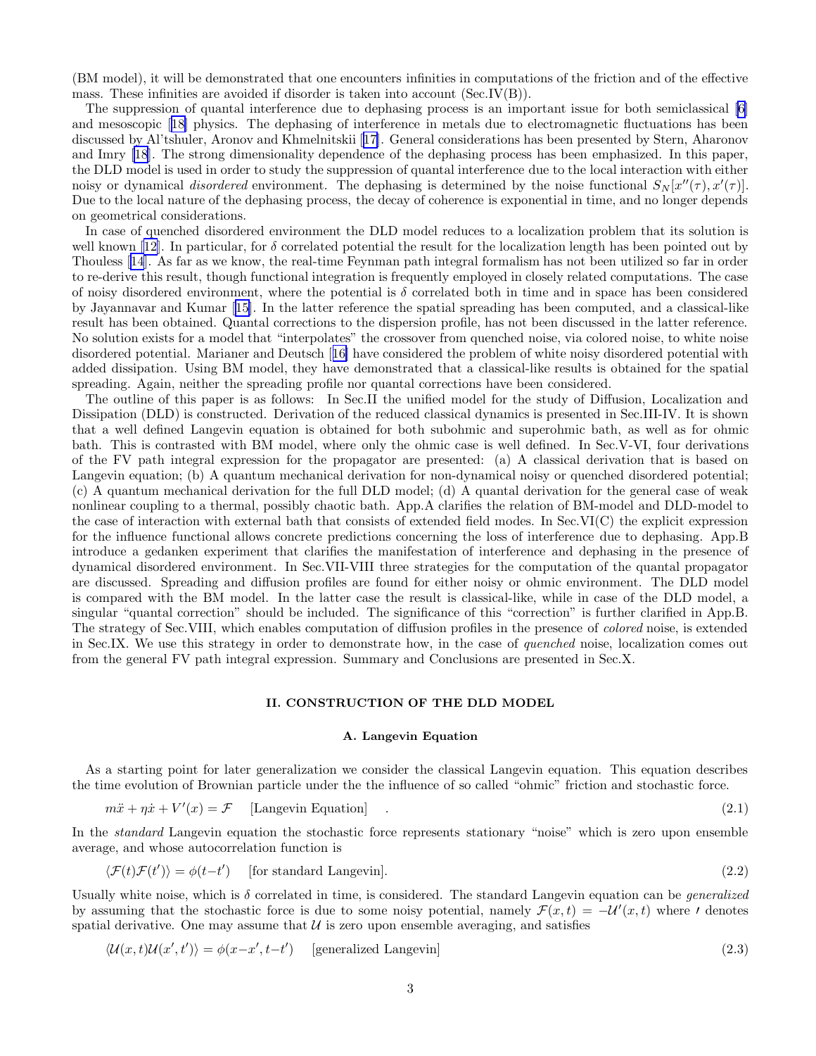(BM model), it will be demonstrated that one encounters infinities in computations of the friction and of the effective mass. These infinities are avoided if disorder is taken into account (Sec.IV(B)).

The suppression of quantal interference due to dephasing process is an important issue for both semiclassical [6] and mesoscopic [18] physics. The dephasing of interference in metals due to electromagnetic fluctuations has been discussed by Al'tshuler, Aronov and Khmelnitskii [17]. General considerations has been presented by Stern, Aharonov and Imry [18]. The strong dimensionality dependence of the dephasing process has been emphasized. In this paper, the DLD model is used in order to study the suppression of quantal interference due to the local interaction with either noisy or dynamical *disordered* environment. The dephasing is determined by the noise functional $S_N[x''(\tau), x'(\tau)]$. Due to the local nature of the dephasing process, the decay of coherence is exponential in time, and no longer depends on geometrical considerations.

In case of quenched disordered environment the DLD model reduces to a localization problem that its solution is well known [12]. In particular, for $\delta$ correlated potential the result for the localization length has been pointed out by Thouless [14]. As far as we know, the real-time Feynman path integral formalism has not been utilized so far in order to re-derive this result, though functional integration is frequently employed in closely related computations. The case of noisy disordered environment, where the potential is $\delta$ correlated both in time and in space has been considered by Jayannavar and Kumar [15]. In the latter reference the spatial spreading has been computed, and a classical-like result has been obtained. Quantal corrections to the dispersion profile, has not been discussed in the latter reference. No solution exists for a model that "interpolates" the crossover from quenched noise, via colored noise, to white noise disordered potential. Marianer and Deutsch [16] have considered the problem of white noisy disordered potential with added dissipation. Using BM model, they have demonstrated that a classical-like results is obtained for the spatial spreading. Again, neither the spreading profile nor quantal corrections have been considered.

The outline of this paper is as follows: In Sec.II the unified model for the study of Diffusion, Localization and Dissipation (DLD) is constructed. Derivation of the reduced classical dynamics is presented in Sec.III-IV. It is shown that a well defined Langevin equation is obtained for both subohmic and superohmic bath, as well as for ohmic bath. This is contrasted with BM model, where only the ohmic case is well defined. In Sec.V-VI, four derivations of the FV path integral expression for the propagator are presented: (a) A classical derivation that is based on Langevin equation; (b) A quantum mechanical derivation for non-dynamical noisy or quenched disordered potential; (c) A quantum mechanical derivation for the full DLD model; (d) A quantal derivation for the general case of weak nonlinear coupling to a thermal, possibly chaotic bath. App.A clarifies the relation of BM-model and DLD-model to the case of interaction with external bath that consists of extended field modes. In Sec.VI(C) the explicit expression for the influence functional allows concrete predictions concerning the loss of interference due to dephasing. App.B introduce a gedanken experiment that clarifies the manifestation of interference and dephasing in the presence of dynamical disordered environment. In Sec.VII-VIII three strategies for the computation of the quantal propagator are discussed. Spreading and diffusion profiles are found for either noisy or ohmic environment. The DLD model is compared with the BM model. In the latter case the result is classical-like, while in case of the DLD model, a singular "quantal correction" should be included. The significance of this "correction" is further clarified in App.B. The strategy of Sec.VIII, which enables computation of diffusion profiles in the presence of *colored* noise, is extended in Sec.IX. We use this strategy in order to demonstrate how, in the case of *quenched* noise, localization comes out from the general FV path integral expression. Summary and Conclusions are presented in Sec.X.

## II. CONSTRUCTION OF THE DLD MODEL

### A. Langevin Equation

As a starting point for later generalization we consider the classical Langevin equation. This equation describes the time evolution of Brownian particle under the the influence of so called "ohmic" friction and stochastic force.

$$m\ddot{x} + \eta\dot{x} + V'(x) = \mathcal{F} \quad \text{[Langevin Equation]} \quad . \tag{2.1}$$

In the *standard* Langevin equation the stochastic force represents stationary "noise" which is zero upon ensemble average, and whose autocorrelation function is

$$\langle \mathcal{F}(t)\mathcal{F}(t')\rangle = \phi(t-t') \quad \text{[for standard Langevin]}. \tag{2.2}$$

Usually white noise, which is $\delta$ correlated in time, is considered. The standard Langevin equation can be *generalized* by assuming that the stochastic force is due to some noisy potential, namely $\mathcal{F}(x,t) = -\mathcal{U}'(x,t)$ where $'$ denotes spatial derivative. One may assume that $\mathcal{U}$ is zero upon ensemble averaging, and satisfies

$$\langle \mathcal{U}(x,t)\mathcal{U}(x',t')\rangle = \phi(x-x', t-t') \quad \text{[generalized Langevin]} \tag{2.3}$$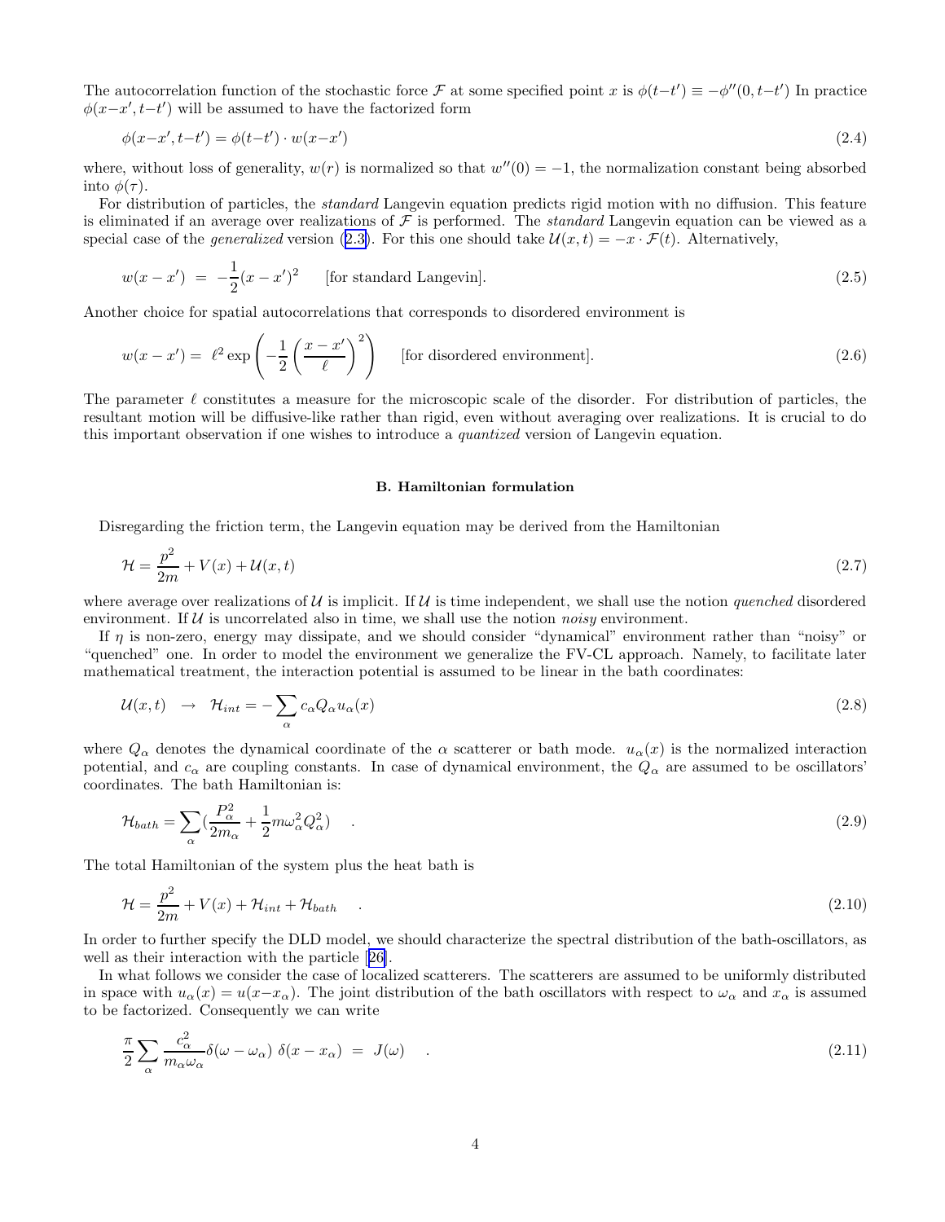The autocorrelation function of the stochastic force $\mathcal{F}$ at some specified point $x$ is $\phi(t-t') \equiv -\phi''(0, t-t')$ In practice $\phi(x-x', t-t')$ will be assumed to have the factorized form

$$\phi(x-x', t-t') = \phi(t-t') \cdot w(x-x') \tag{2.4}$$

where, without loss of generality, $w(r)$ is normalized so that $w''(0) = -1$, the normalization constant being absorbed into $\phi(\tau)$.

For distribution of particles, the *standard* Langevin equation predicts rigid motion with no diffusion. This feature is eliminated if an average over realizations of $\mathcal{F}$ is performed. The *standard* Langevin equation can be viewed as a special case of the *generalized* version (2.3). For this one should take $\mathcal{U}(x,t) = -x \cdot \mathcal{F}(t)$. Alternatively,

$$w(x-x') \;=\; -\frac{1}{2}(x-x')^2 \qquad \text{[for standard Langevin]}. \tag{2.5}$$

Another choice for spatial autocorrelations that corresponds to disordered environment is

$$w(x-x') = \;\ell^2 \exp\left(-\frac{1}{2}\left(\frac{x-x'}{\ell}\right)^2\right) \qquad \text{[for disordered environment]}. \tag{2.6}$$

The parameter $\ell$ constitutes a measure for the microscopic scale of the disorder. For distribution of particles, the resultant motion will be diffusive-like rather than rigid, even without averaging over realizations. It is crucial to do this important observation if one wishes to introduce a *quantized* version of Langevin equation.

### B. Hamiltonian formulation

Disregarding the friction term, the Langevin equation may be derived from the Hamiltonian

$$\mathcal{H} = \frac{p^2}{2m} + V(x) + \mathcal{U}(x,t) \tag{2.7}$$

where average over realizations of $\mathcal{U}$ is implicit. If $\mathcal{U}$ is time independent, we shall use the notion *quenched* disordered environment. If $\mathcal{U}$ is uncorrelated also in time, we shall use the notion *noisy* environment.

If $\eta$ is non-zero, energy may dissipate, and we should consider "dynamical" environment rather than "noisy" or "quenched" one. In order to model the environment we generalize the FV-CL approach. Namely, to facilitate later mathematical treatment, the interaction potential is assumed to be linear in the bath coordinates:

$$\mathcal{U}(x,t) \;\;\rightarrow\;\; \mathcal{H}_{int} = -\sum_{\alpha} c_\alpha Q_\alpha u_\alpha(x) \tag{2.8}$$

where $Q_\alpha$ denotes the dynamical coordinate of the $\alpha$ scatterer or bath mode. $u_\alpha(x)$ is the normalized interaction potential, and $c_\alpha$ are coupling constants. In case of dynamical environment, the $Q_\alpha$ are assumed to be oscillators' coordinates. The bath Hamiltonian is:

$$\mathcal{H}_{bath} = \sum_{\alpha} \left(\frac{P_\alpha^2}{2m_\alpha} + \frac{1}{2} m\omega_\alpha^2 Q_\alpha^2\right) \quad . \tag{2.9}$$

The total Hamiltonian of the system plus the heat bath is

$$\mathcal{H} = \frac{p^2}{2m} + V(x) + \mathcal{H}_{int} + \mathcal{H}_{bath} \quad . \tag{2.10}$$

In order to further specify the DLD model, we should characterize the spectral distribution of the bath-oscillators, as well as their interaction with the particle [26].

In what follows we consider the case of localized scatterers. The scatterers are assumed to be uniformly distributed in space with $u_\alpha(x) = u(x-x_\alpha)$. The joint distribution of the bath oscillators with respect to $\omega_\alpha$ and $x_\alpha$ is assumed to be factorized. Consequently we can write

$$\frac{\pi}{2} \sum_{\alpha} \frac{c_\alpha^2}{m_\alpha \omega_\alpha} \delta(\omega - \omega_\alpha)\; \delta(x - x_\alpha) \;=\; J(\omega) \quad . \tag{2.11}$$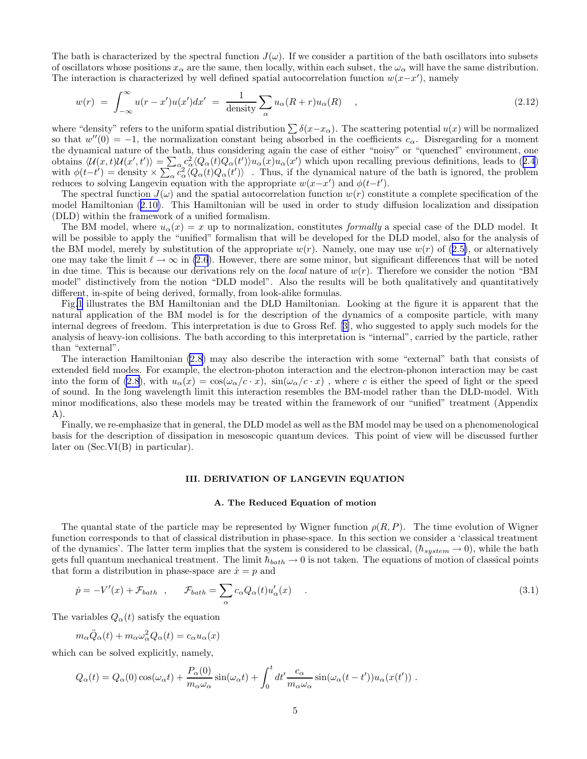The bath is characterized by the spectral function $J(\omega)$. If we consider a partition of the bath oscillators into subsets of oscillators whose positions $x_\alpha$ are the same, then locally, within each subset, the $\omega_\alpha$ will have the same distribution. The interaction is characterized by well defined spatial autocorrelation function $w(x-x')$, namely

$$w(r) \ = \ \int_{-\infty}^{\infty} u(r-x')u(x')dx' \ = \ \frac{1}{\text{density}} \sum_\alpha u_\alpha(R+r)u_\alpha(R) \quad , \tag{2.12}$$

where "density" refers to the uniform spatial distribution $\sum \delta(x-x_\alpha)$. The scattering potential $u(x)$ will be normalized so that $w''(0) = -1$, the normalization constant being absorbed in the coefficients $c_\alpha$. Disregarding for a moment the dynamical nature of the bath, thus considering again the case of either "noisy" or "quenched" environment, one obtains $\langle \mathcal{U}(x,t)\mathcal{U}(x',t')\rangle = \sum_\alpha c_\alpha^2 \langle Q_\alpha(t)Q_\alpha(t')\rangle u_\alpha(x)u_\alpha(x')$ which upon recalling previous definitions, leads to (2.4) with $\phi(t-t') = \text{density} \times \sum_\alpha c_\alpha^2 \langle Q_\alpha(t)Q_\alpha(t')\rangle$ . Thus, if the dynamical nature of the bath is ignored, the problem reduces to solving Langevin equation with the appropriate $w(x-x')$ and $\phi(t-t')$.

The spectral function $J(\omega)$ and the spatial autocorrelation function $w(r)$ constitute a complete specification of the model Hamiltonian (2.10). This Hamiltonian will be used in order to study diffusion localization and dissipation (DLD) within the framework of a unified formalism.

The BM model, where $u_\alpha(x) = x$ up to normalization, constitutes *formally* a special case of the DLD model. It will be possible to apply the "unified" formalism that will be developed for the DLD model, also for the analysis of the BM model, merely by substitution of the appropriate $w(r)$. Namely, one may use $w(r)$ of (2.5), or alternatively one may take the limit $\ell \to \infty$ in (2.6). However, there are some minor, but significant differences that will be noted in due time. This is because our derivations rely on the *local* nature of $w(r)$. Therefore we consider the notion "BM model" distinctively from the notion "DLD model". Also the results will be both qualitatively and quantitatively different, in-spite of being derived, formally, from look-alike formulas.

Fig.1 illustrates the BM Hamiltonian and the DLD Hamiltonian. Looking at the figure it is apparent that the natural application of the BM model is for the description of the dynamics of a composite particle, with many internal degrees of freedom. This interpretation is due to Gross Ref. [3], who suggested to apply such models for the analysis of heavy-ion collisions. The bath according to this interpretation is "internal", carried by the particle, rather than "external".

The interaction Hamiltonian (2.8) may also describe the interaction with some "external" bath that consists of extended field modes. For example, the electron-photon interaction and the electron-phonon interaction may be cast into the form of (2.8), with $u_\alpha(x) = \cos(\omega_\alpha/c \cdot x),\ \sin(\omega_\alpha/c \cdot x)$ , where $c$ is either the speed of light or the speed of sound. In the long wavelength limit this interaction resembles the BM-model rather than the DLD-model. With minor modifications, also these models may be treated within the framework of our "unified" treatment (Appendix A).

Finally, we re-emphasize that in general, the DLD model as well as the BM model may be used on a phenomenological basis for the description of dissipation in mesoscopic quantum devices. This point of view will be discussed further later on (Sec.VI(B) in particular).

## III. DERIVATION OF LANGEVIN EQUATION

### A. The Reduced Equation of motion

The quantal state of the particle may be represented by Wigner function $\rho(R,P)$. The time evolution of Wigner function corresponds to that of classical distribution in phase-space. In this section we consider a 'classical treatment of the dynamics'. The latter term implies that the system is considered to be classical, ($\hbar_{system} \to 0$), while the bath gets full quantum mechanical treatment. The limit $\hbar_{bath} \to 0$ is not taken. The equations of motion of classical points that form a distribution in phase-space are $\dot{x} = p$ and

$$\dot{p} = -V'(x) + \mathcal{F}_{bath} \ \ , \qquad \mathcal{F}_{bath} = \sum_\alpha c_\alpha Q_\alpha(t) u'_\alpha(x) \quad . \tag{3.1}$$

The variables $Q_\alpha(t)$ satisfy the equation

$$m_\alpha \ddot{Q}_\alpha(t) + m_\alpha \omega_\alpha^2 Q_\alpha(t) = c_\alpha u_\alpha(x)$$

which can be solved explicitly, namely,

$$Q_\alpha(t) = Q_\alpha(0)\cos(\omega_\alpha t) + \frac{P_\alpha(0)}{m_\alpha \omega_\alpha}\sin(\omega_\alpha t) + \int_0^t dt' \frac{c_\alpha}{m_\alpha \omega_\alpha}\sin(\omega_\alpha(t-t'))u_\alpha(x(t')) \ .$$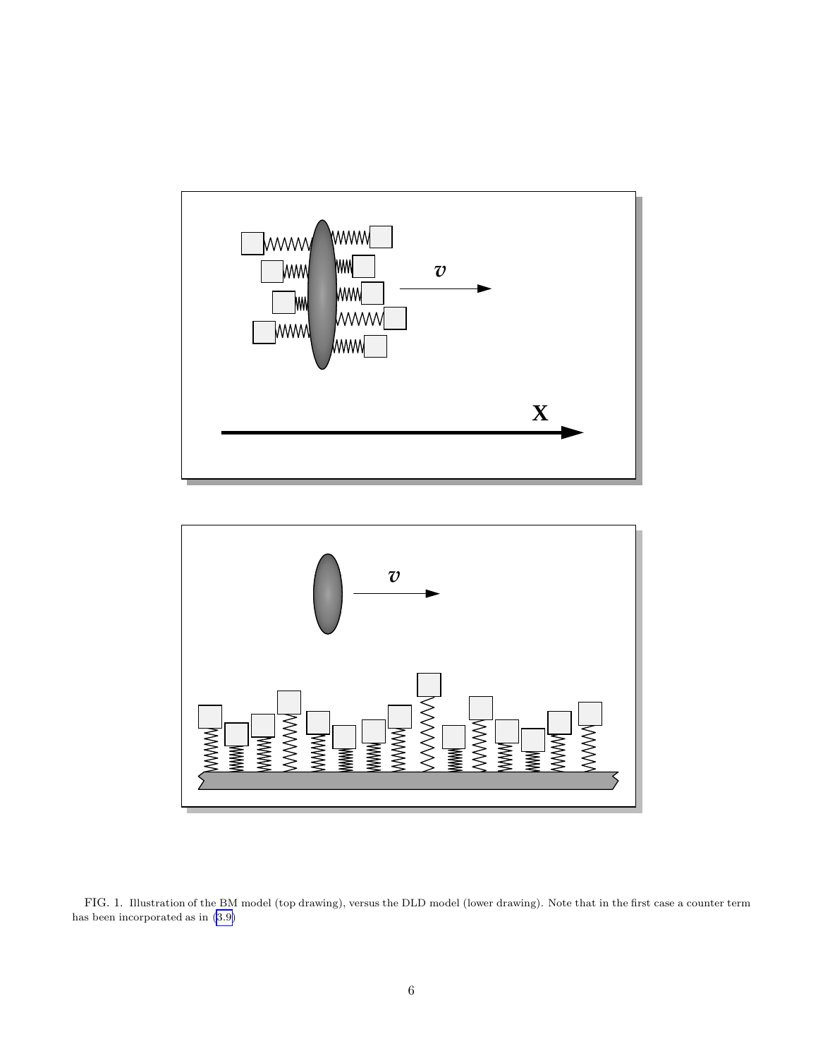v

X

v

FIG. 1. Illustration of the BM model (top drawing), versus the DLD model (lower drawing). Note that in the first case a counter term has been incorporated as in (3.9)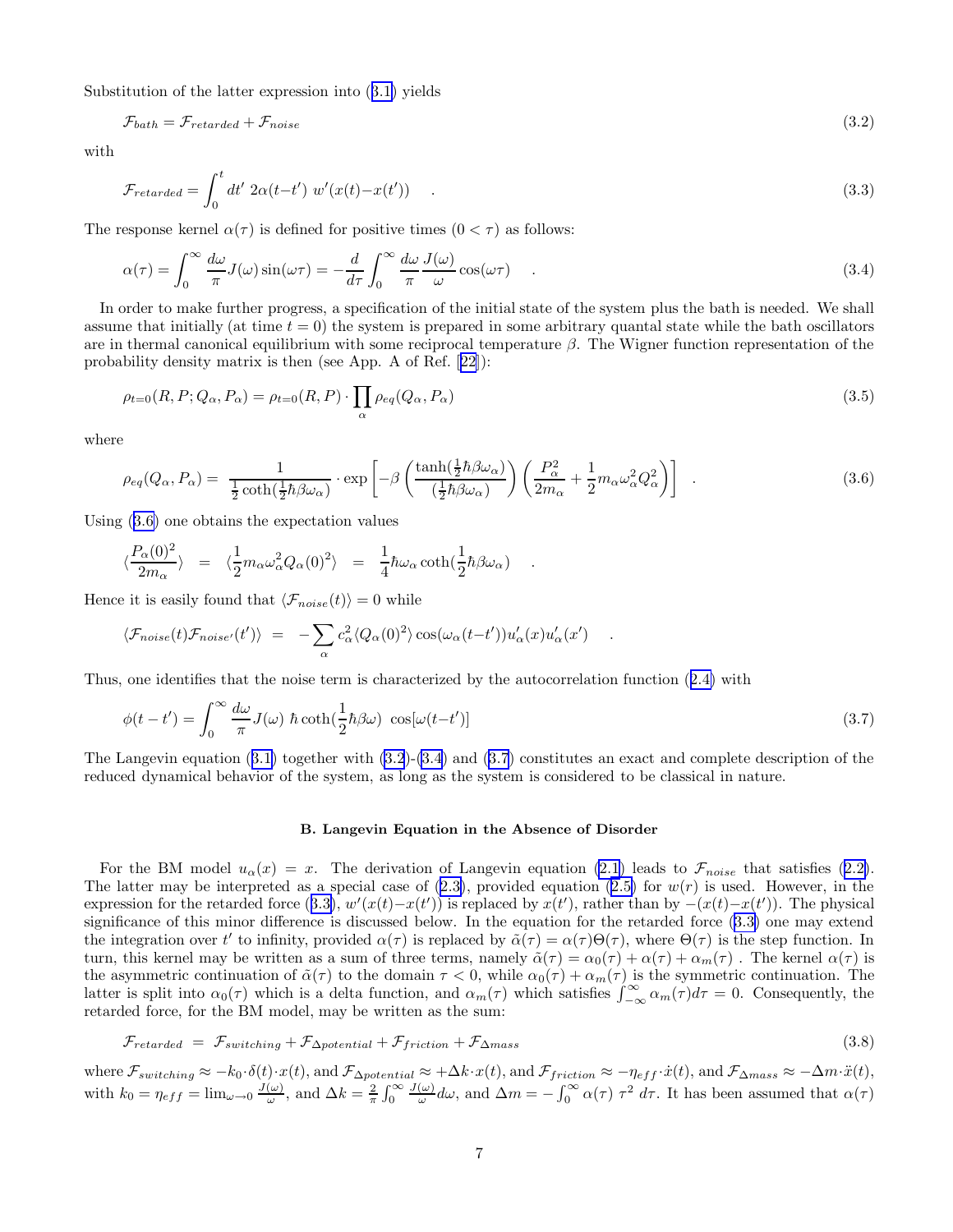Substitution of the latter expression into (3.1) yields

$$\mathcal{F}_{bath} = \mathcal{F}_{retarded} + \mathcal{F}_{noise} \tag{3.2}$$

with

$$\mathcal{F}_{retarded} = \int_0^t dt' \; 2\alpha(t-t') \; w'(x(t)-x(t')) \quad . \tag{3.3}$$

The response kernel $\alpha(\tau)$ is defined for positive times ($0 < \tau$) as follows:

$$\alpha(\tau) = \int_0^\infty \frac{d\omega}{\pi} J(\omega) \sin(\omega\tau) = -\frac{d}{d\tau} \int_0^\infty \frac{d\omega}{\pi} \frac{J(\omega)}{\omega} \cos(\omega\tau) \quad . \tag{3.4}$$

In order to make further progress, a specification of the initial state of the system plus the bath is needed. We shall assume that initially (at time $t = 0$) the system is prepared in some arbitrary quantal state while the bath oscillators are in thermal canonical equilibrium with some reciprocal temperature $\beta$. The Wigner function representation of the probability density matrix is then (see App. A of Ref. [22]):

$$\rho_{t=0}(R, P; Q_\alpha, P_\alpha) = \rho_{t=0}(R, P) \cdot \prod_\alpha \rho_{eq}(Q_\alpha, P_\alpha) \tag{3.5}$$

where

$$\rho_{eq}(Q_\alpha, P_\alpha) = \frac{1}{\frac{1}{2}\coth(\frac{1}{2}\hbar\beta\omega_\alpha)} \cdot \exp\left[-\beta \left(\frac{\tanh(\frac{1}{2}\hbar\beta\omega_\alpha)}{(\frac{1}{2}\hbar\beta\omega_\alpha)}\right) \left(\frac{P_\alpha^2}{2m_\alpha} + \frac{1}{2} m_\alpha \omega_\alpha^2 Q_\alpha^2\right)\right] \quad . \tag{3.6}$$

Using (3.6) one obtains the expectation values

$$\langle \frac{P_\alpha(0)^2}{2m_\alpha} \rangle \;\; = \;\; \langle \frac{1}{2} m_\alpha \omega_\alpha^2 Q_\alpha(0)^2 \rangle \;\; = \;\; \frac{1}{4}\hbar\omega_\alpha \coth(\frac{1}{2}\hbar\beta\omega_\alpha) \quad .$$

Hence it is easily found that $\langle \mathcal{F}_{noise}(t) \rangle = 0$ while

$$\langle \mathcal{F}_{noise}(t) \mathcal{F}_{noise'}(t') \rangle \;\; = \;\; -\sum_\alpha c_\alpha^2 \langle Q_\alpha(0)^2 \rangle \cos(\omega_\alpha(t-t')) u'_\alpha(x) u'_\alpha(x') \quad .$$

Thus, one identifies that the noise term is characterized by the autocorrelation function (2.4) with

$$\phi(t-t') = \int_0^\infty \frac{d\omega}{\pi} J(\omega) \; \hbar \coth(\frac{1}{2}\hbar\beta\omega) \; \cos[\omega(t-t')] \tag{3.7}$$

The Langevin equation (3.1) together with (3.2)-(3.4) and (3.7) constitutes an exact and complete description of the reduced dynamical behavior of the system, as long as the system is considered to be classical in nature.

### B. Langevin Equation in the Absence of Disorder

For the BM model $u_\alpha(x) = x$. The derivation of Langevin equation (2.1) leads to $\mathcal{F}_{noise}$ that satisfies (2.2). The latter may be interpreted as a special case of (2.3), provided equation (2.5) for $w(r)$ is used. However, in the expression for the retarded force (3.3), $w'(x(t)-x(t'))$ is replaced by $x(t')$, rather than by $-(x(t)-x(t'))$. The physical significance of this minor difference is discussed below. In the equation for the retarded force (3.3) one may extend the integration over $t'$ to infinity, provided $\alpha(\tau)$ is replaced by $\tilde{\alpha}(\tau) = \alpha(\tau)\Theta(\tau)$, where $\Theta(\tau)$ is the step function. In turn, this kernel may be written as a sum of three terms, namely $\tilde{\alpha}(\tau) = \alpha_0(\tau) + \alpha(\tau) + \alpha_m(\tau)$ . The kernel $\alpha(\tau)$ is the asymmetric continuation of $\tilde{\alpha}(\tau)$ to the domain $\tau < 0$, while $\alpha_0(\tau) + \alpha_m(\tau)$ is the symmetric continuation. The latter is split into $\alpha_0(\tau)$ which is a delta function, and $\alpha_m(\tau)$ which satisfies $\int_{-\infty}^{\infty} \alpha_m(\tau) d\tau = 0$. Consequently, the retarded force, for the BM model, may be written as the sum:

$$\mathcal{F}_{retarded} \;\; = \;\; \mathcal{F}_{switching} + \mathcal{F}_{\Delta potential} + \mathcal{F}_{friction} + \mathcal{F}_{\Delta mass} \tag{3.8}$$

where $\mathcal{F}_{switching} \approx -k_0 \cdot \delta(t) \cdot x(t)$, and $\mathcal{F}_{\Delta potential} \approx +\Delta k \cdot x(t)$, and $\mathcal{F}_{friction} \approx -\eta_{eff} \cdot \dot{x}(t)$, and $\mathcal{F}_{\Delta mass} \approx -\Delta m \cdot \ddot{x}(t)$, with $k_0 = \eta_{eff} = \lim_{\omega \to 0} \frac{J(\omega)}{\omega}$, and $\Delta k = \frac{2}{\pi} \int_0^\infty \frac{J(\omega)}{\omega} d\omega$, and $\Delta m = -\int_0^\infty \alpha(\tau) \; \tau^2 \; d\tau$. It has been assumed that $\alpha(\tau)$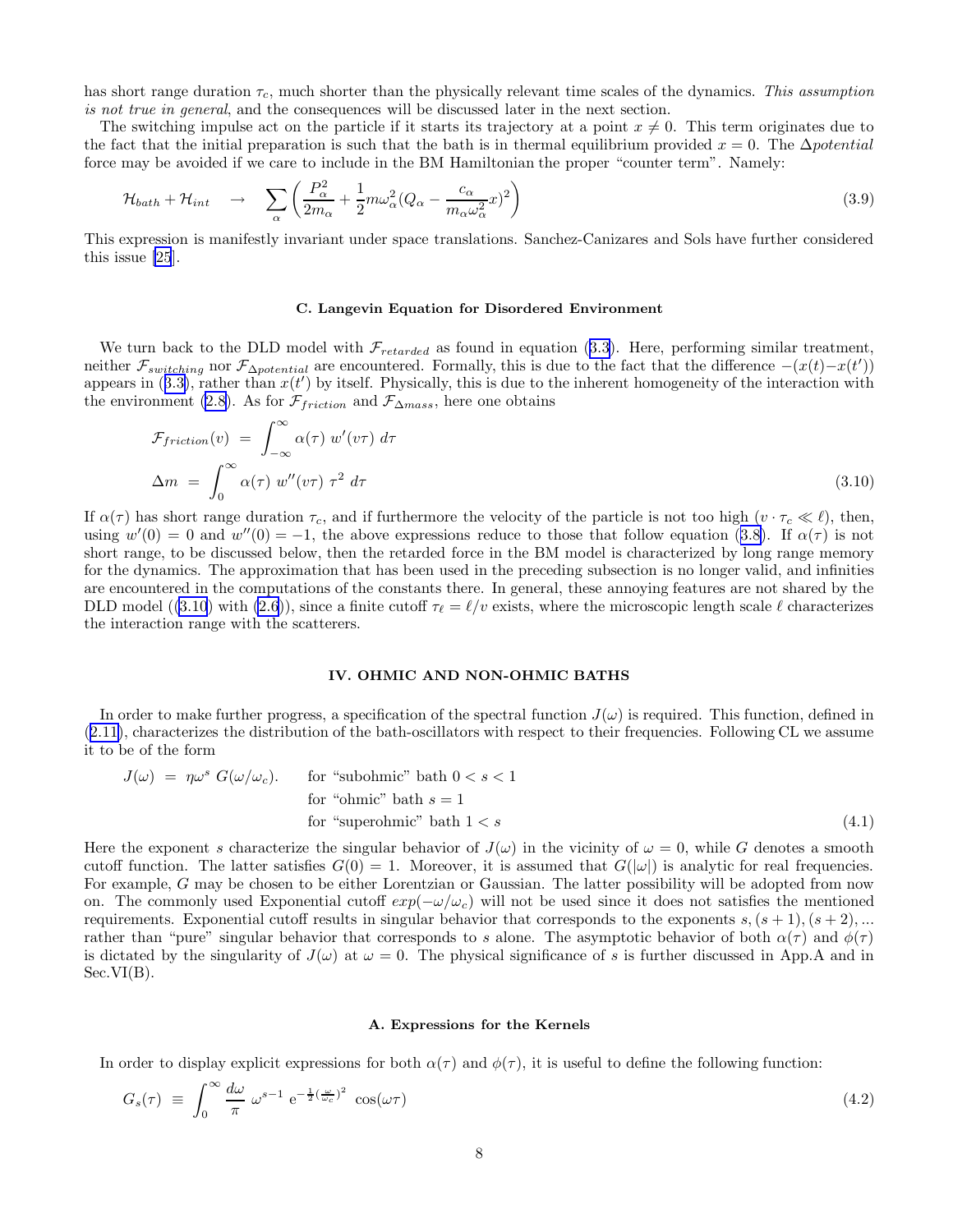has short range duration $\tau_c$, much shorter than the physically relevant time scales of the dynamics. *This assumption is not true in general*, and the consequences will be discussed later in the next section.

The switching impulse act on the particle if it starts its trajectory at a point $x \neq 0$. This term originates due to the fact that the initial preparation is such that the bath is in thermal equilibrium provided $x = 0$. The $\Delta$*potential* force may be avoided if we care to include in the BM Hamiltonian the proper "counter term". Namely:

$$\mathcal{H}_{bath} + \mathcal{H}_{int} \quad \rightarrow \quad \sum_\alpha \left( \frac{P_\alpha^2}{2m_\alpha} + \frac{1}{2} m\omega_\alpha^2 (Q_\alpha - \frac{c_\alpha}{m_\alpha \omega_\alpha^2} x)^2 \right) \tag{3.9}$$

This expression is manifestly invariant under space translations. Sanchez-Canizares and Sols have further considered this issue [25].

### C. Langevin Equation for Disordered Environment

We turn back to the DLD model with $\mathcal{F}_{retarded}$ as found in equation (3.3). Here, performing similar treatment, neither $\mathcal{F}_{switching}$ nor $\mathcal{F}_{\Delta potential}$ are encountered. Formally, this is due to the fact that the difference $-(x(t)-x(t'))$ appears in (3.3), rather than $x(t')$ by itself. Physically, this is due to the inherent homogeneity of the interaction with the environment (2.8). As for $\mathcal{F}_{friction}$ and $\mathcal{F}_{\Delta mass}$, here one obtains

$$\begin{aligned}
\mathcal{F}_{friction}(v) \ &= \ \int_{-\infty}^{\infty} \alpha(\tau) \ w'(v\tau) \ d\tau \\
\Delta m \ &= \ \int_0^{\infty} \alpha(\tau) \ w''(v\tau) \ \tau^2 \ d\tau
\end{aligned} \tag{3.10}$$

If $\alpha(\tau)$ has short range duration $\tau_c$, and if furthermore the velocity of the particle is not too high ($v \cdot \tau_c \ll \ell$), then, using $w'(0) = 0$ and $w''(0) = -1$, the above expressions reduce to those that follow equation (3.8). If $\alpha(\tau)$ is not short range, to be discussed below, then the retarded force in the BM model is characterized by long range memory for the dynamics. The approximation that has been used in the preceding subsection is no longer valid, and infinities are encountered in the computations of the constants there. In general, these annoying features are not shared by the DLD model ((3.10) with (2.6)), since a finite cutoff $\tau_\ell = \ell/v$ exists, where the microscopic length scale $\ell$ characterizes the interaction range with the scatterers.

## IV. OHMIC AND NON-OHMIC BATHS

In order to make further progress, a specification of the spectral function $J(\omega)$ is required. This function, defined in (2.11), characterizes the distribution of the bath-oscillators with respect to their frequencies. Following CL we assume it to be of the form

$$J(\omega) \ = \ \eta\omega^s \ G(\omega/\omega_c). \qquad \begin{array}{l} \text{for "subohmic" bath } 0 < s < 1 \\ \text{for "ohmic" bath } s = 1 \\ \text{for "superohmic" bath } 1 < s \end{array} \tag{4.1}$$

Here the exponent $s$ characterize the singular behavior of $J(\omega)$ in the vicinity of $\omega = 0$, while $G$ denotes a smooth cutoff function. The latter satisfies $G(0) = 1$. Moreover, it is assumed that $G(|\omega|)$ is analytic for real frequencies. For example, $G$ may be chosen to be either Lorentzian or Gaussian. The latter possibility will be adopted from now on. The commonly used Exponential cutoff $exp(-\omega/\omega_c)$ will not be used since it does not satisfies the mentioned requirements. Exponential cutoff results in singular behavior that corresponds to the exponents $s, (s+1), (s+2), ...$ rather than "pure" singular behavior that corresponds to $s$ alone. The asymptotic behavior of both $\alpha(\tau)$ and $\phi(\tau)$ is dictated by the singularity of $J(\omega)$ at $\omega = 0$. The physical significance of $s$ is further discussed in App.A and in Sec.VI(B).

### A. Expressions for the Kernels

In order to display explicit expressions for both $\alpha(\tau)$ and $\phi(\tau)$, it is useful to define the following function:

$$G_s(\tau) \ \equiv \ \int_0^{\infty} \frac{d\omega}{\pi} \ \omega^{s-1} \ \mathrm{e}^{-\frac{1}{2}(\frac{\omega}{\omega_c})^2} \ \cos(\omega\tau) \tag{4.2}$$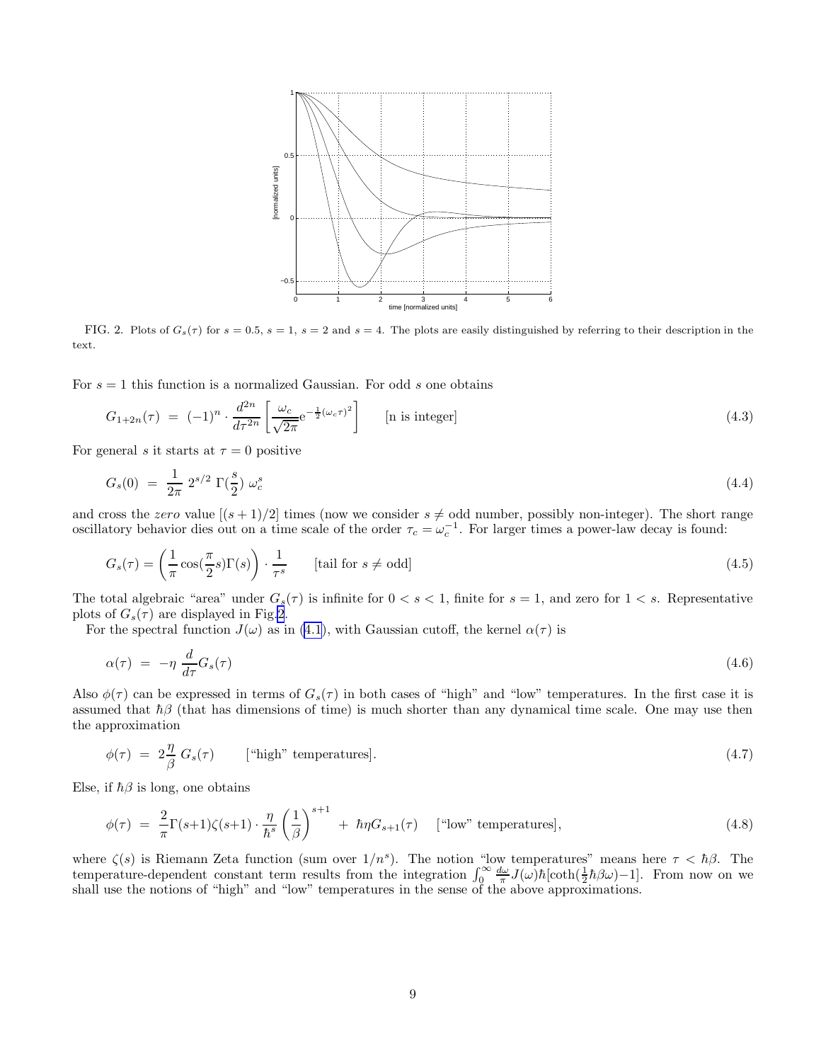1

0.5

0

−0.5

0 1 2 3 4 5 6

[normalized units]

time [normalized units]

FIG. 2. Plots of $G_s(\tau)$ for $s = 0.5$, $s = 1$, $s = 2$ and $s = 4$. The plots are easily distinguished by referring to their description in the text.

For $s = 1$ this function is a normalized Gaussian. For odd $s$ one obtains

$$G_{1+2n}(\tau) \;=\; (-1)^n \cdot \frac{d^{2n}}{d\tau^{2n}}\left[\frac{\omega_c}{\sqrt{2\pi}}\mathrm{e}^{-\frac{1}{2}(\omega_c\tau)^2}\right] \qquad \text{[n is integer]} \tag{4.3}$$

For general $s$ it starts at $\tau = 0$ positive

$$G_s(0) \;=\; \frac{1}{2\pi}\; 2^{s/2}\; \Gamma(\frac{s}{2})\; \omega_c^s \tag{4.4}$$

and cross the *zero* value $[(s+1)/2]$ times (now we consider $s \neq$ odd number, possibly non-integer). The short range oscillatory behavior dies out on a time scale of the order $\tau_c = \omega_c^{-1}$. For larger times a power-law decay is found:

$$G_s(\tau) = \left(\frac{1}{\pi}\cos(\frac{\pi}{2}s)\Gamma(s)\right) \cdot \frac{1}{\tau^s} \qquad \text{[tail for } s \neq \text{odd]} \tag{4.5}$$

The total algebraic "area" under $G_s(\tau)$ is infinite for $0 < s < 1$, finite for $s = 1$, and zero for $1 < s$. Representative plots of $G_s(\tau)$ are displayed in Fig.2.

For the spectral function $J(\omega)$ as in (4.1), with Gaussian cutoff, the kernel $\alpha(\tau)$ is

$$\alpha(\tau) \;=\; -\eta\; \frac{d}{d\tau}G_s(\tau) \tag{4.6}$$

Also $\phi(\tau)$ can be expressed in terms of $G_s(\tau)$ in both cases of "high" and "low" temperatures. In the first case it is assumed that $\hbar\beta$ (that has dimensions of time) is much shorter than any dynamical time scale. One may use then the approximation

$$\phi(\tau) \;=\; 2\frac{\eta}{\beta}\; G_s(\tau) \qquad \text{["high" temperatures].} \tag{4.7}$$

Else, if $\hbar\beta$ is long, one obtains

$$\phi(\tau) \;=\; \frac{2}{\pi}\Gamma(s{+}1)\zeta(s{+}1)\cdot\frac{\eta}{\hbar^s}\left(\frac{1}{\beta}\right)^{s+1} \;+\; \hbar\eta G_{s+1}(\tau) \qquad \text{["low" temperatures],} \tag{4.8}$$

where $\zeta(s)$ is Riemann Zeta function (sum over $1/n^s$). The notion "low temperatures" means here $\tau < \hbar\beta$. The temperature-dependent constant term results from the integration $\int_0^\infty \frac{d\omega}{\pi}J(\omega)\hbar[\coth(\frac{1}{2}\hbar\beta\omega){-}1]$. From now on we shall use the notions of "high" and "low" temperatures in the sense of the above approximations.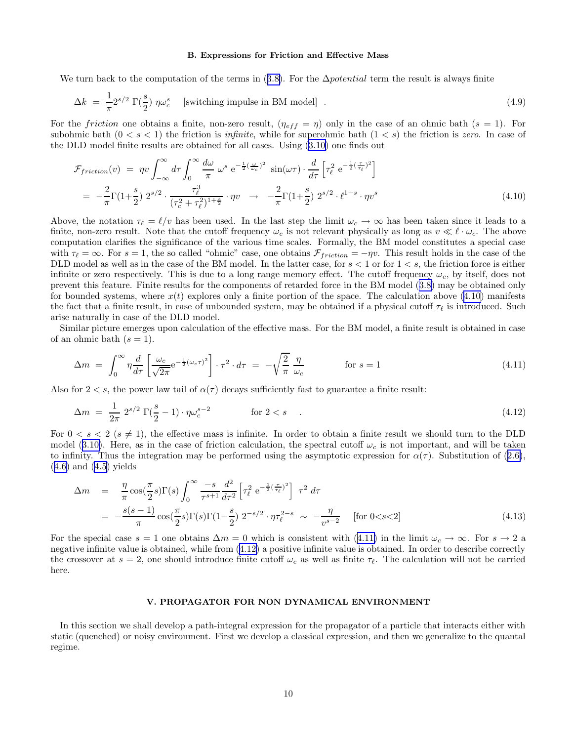### B. Expressions for Friction and Effective Mass

We turn back to the computation of the terms in (3.8). For the $\Delta$*potential* term the result is always finite

$$\Delta k \;=\; \frac{1}{\pi} 2^{s/2}\,\Gamma(\frac{s}{2})\,\eta\omega_c^s \quad \text{[switching impulse in BM model]} \;. \tag{4.9}$$

For the *friction* one obtains a finite, non-zero result, ($\eta_{eff} = \eta$) only in the case of an ohmic bath ($s = 1$). For subohmic bath ($0 < s < 1$) the friction is *infinite*, while for superohmic bath ($1 < s$) the friction is *zero*. In case of the DLD model finite results are obtained for all cases. Using (3.10) one finds out

$$\begin{aligned}
\mathcal{F}_{friction}(v) \;&=\; \eta v \int_{-\infty}^{\infty} d\tau \int_0^{\infty} \frac{d\omega}{\pi}\,\omega^s\,\mathrm{e}^{-\frac{1}{2}(\frac{\omega}{\omega_c})^2}\,\sin(\omega\tau)\cdot\frac{d}{d\tau}\left[\tau_\ell^2\,\mathrm{e}^{-\frac{1}{2}(\frac{\tau}{\tau_\ell})^2}\right] \\
&=\; -\frac{2}{\pi}\Gamma(1{+}\frac{s}{2})\;2^{s/2}\cdot\frac{\tau_\ell^3}{(\tau_c^2+\tau_\ell^2)^{1+\frac{s}{2}}}\cdot\eta v \;\;\rightarrow\;\; -\frac{2}{\pi}\Gamma(1{+}\frac{s}{2})\;2^{s/2}\cdot\ell^{1-s}\cdot\eta v^s
\end{aligned} \tag{4.10}$$

Above, the notation $\tau_\ell = \ell/v$ has been used. In the last step the limit $\omega_c \to \infty$ has been taken since it leads to a finite, non-zero result. Note that the cutoff frequency $\omega_c$ is not relevant physically as long as $v \ll \ell\cdot\omega_c$. The above computation clarifies the significance of the various time scales. Formally, the BM model constitutes a special case with $\tau_\ell = \infty$. For $s = 1$, the so called "ohmic" case, one obtains $\mathcal{F}_{friction} = -\eta v$. This result holds in the case of the DLD model as well as in the case of the BM model. In the latter case, for $s < 1$ or for $1 < s$, the friction force is either infinite or zero respectively. This is due to a long range memory effect. The cutoff frequency $\omega_c$, by itself, does not prevent this feature. Finite results for the components of retarded force in the BM model (3.8) may be obtained only for bounded systems, where $x(t)$ explores only a finite portion of the space. The calculation above (4.10) manifests the fact that a finite result, in case of unbounded system, may be obtained if a physical cutoff $\tau_\ell$ is introduced. Such arise naturally in case of the DLD model.

Similar picture emerges upon calculation of the effective mass. For the BM model, a finite result is obtained in case of an ohmic bath ($s = 1$).

$$\Delta m \;=\; \int_0^{\infty} \eta\frac{d}{d\tau}\left[\frac{\omega_c}{\sqrt{2\pi}}\mathrm{e}^{-\frac{1}{2}(\omega_c\tau)^2}\right]\cdot\tau^2\cdot d\tau \;=\; -\sqrt{\frac{2}{\pi}}\,\frac{\eta}{\omega_c} \qquad\qquad \text{for } s=1 \tag{4.11}$$

Also for $2 < s$, the power law tail of $\alpha(\tau)$ decays sufficiently fast to guarantee a finite result:

$$\Delta m \;=\; \frac{1}{2\pi}\;2^{s/2}\;\Gamma(\frac{s}{2}-1)\cdot\eta\omega_c^{s-2} \qquad\qquad \text{for } 2<s \quad . \tag{4.12}$$

For $0 < s < 2$ ($s \neq 1$), the effective mass is infinite. In order to obtain a finite result we should turn to the DLD model (3.10). Here, as in the case of friction calculation, the spectral cutoff $\omega_c$ is not important, and will be taken to infinity. Thus the integration may be performed using the asymptotic expression for $\alpha(\tau)$. Substitution of (2.6), (4.6) and (4.5) yields

$$\begin{aligned}
\Delta m \;\;&=\;\; \frac{\eta}{\pi}\cos(\frac{\pi}{2}s)\Gamma(s)\int_0^{\infty}\frac{-s}{\tau^{s+1}}\frac{d^2}{d\tau^2}\left[\tau_\ell^2\;\mathrm{e}^{-\frac{1}{2}(\frac{\tau}{\tau_\ell})^2}\right]\;\tau^2\;d\tau \\
&=\;\; -\frac{s(s-1)}{\pi}\cos(\frac{\pi}{2}s)\Gamma(s)\Gamma(1{-}\frac{s}{2})\;2^{-s/2}\cdot\eta\tau_\ell^{2-s} \;\sim\; -\frac{\eta}{v^{s-2}} \quad \text{[for } 0{<}s{<}2\text{]}
\end{aligned} \tag{4.13}$$

For the special case $s = 1$ one obtains $\Delta m = 0$ which is consistent with (4.11) in the limit $\omega_c \to \infty$. For $s \to 2$ a negative infinite value is obtained, while from (4.12) a positive infinite value is obtained. In order to describe correctly the crossover at $s = 2$, one should introduce finite cutoff $\omega_c$ as well as finite $\tau_\ell$. The calculation will not be carried here.

## V. PROPAGATOR FOR NON DYNAMICAL ENVIRONMENT

In this section we shall develop a path-integral expression for the propagator of a particle that interacts either with static (quenched) or noisy environment. First we develop a classical expression, and then we generalize to the quantal regime.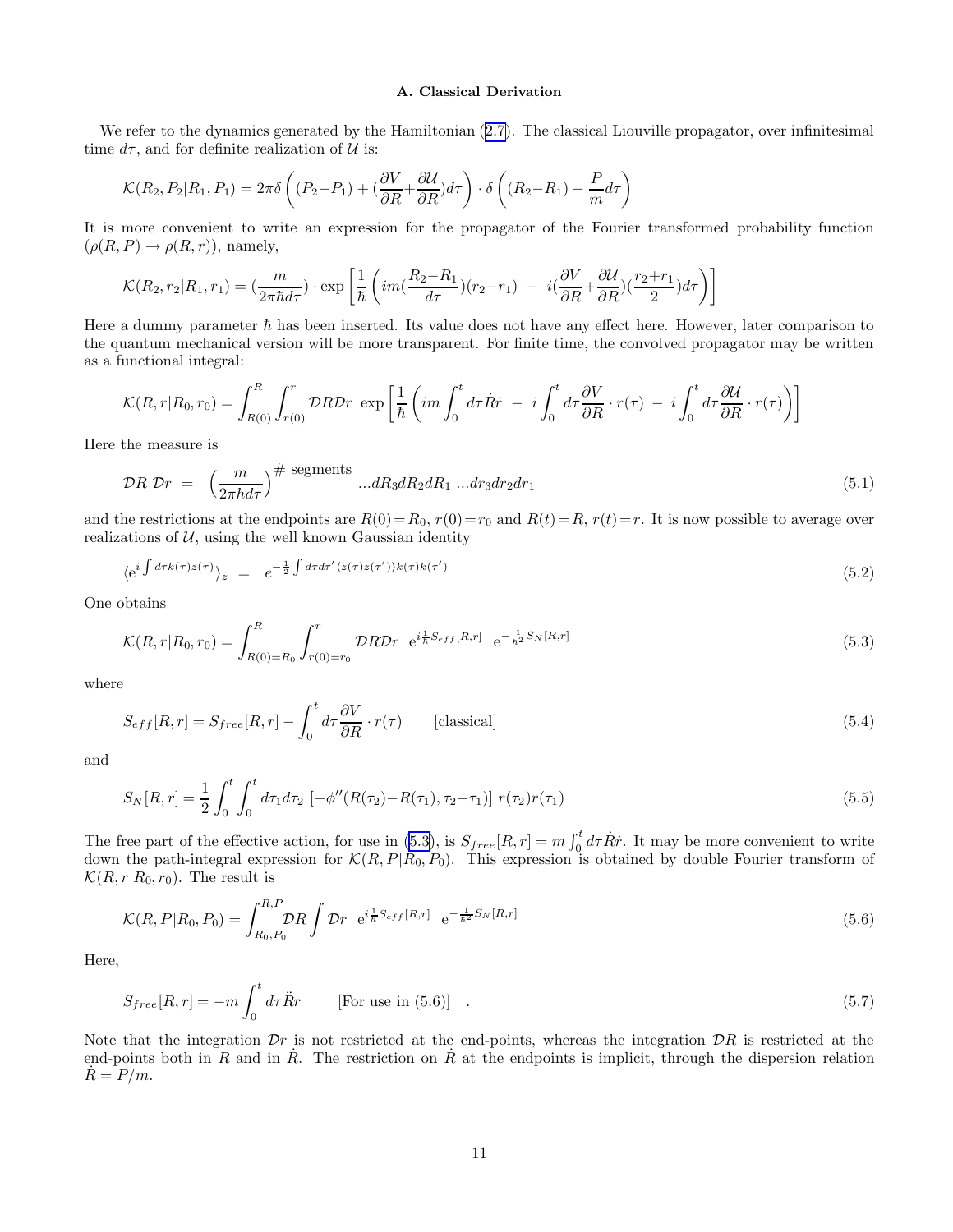### A. Classical Derivation

We refer to the dynamics generated by the Hamiltonian (2.7). The classical Liouville propagator, over infinitesimal time $d\tau$, and for definite realization of $\mathcal{U}$ is:

$$\mathcal{K}(R_2, P_2|R_1, P_1) = 2\pi\delta\left((P_2{-}P_1) + (\frac{\partial V}{\partial R}{+}\frac{\partial \mathcal{U}}{\partial R})d\tau\right) \cdot \delta\left((R_2{-}R_1) - \frac{P}{m}d\tau\right)$$

It is more convenient to write an expression for the propagator of the Fourier transformed probability function ($\rho(R,P) \rightarrow \rho(R,r)$), namely,

$$\mathcal{K}(R_2, r_2|R_1, r_1) = (\frac{m}{2\pi\hbar d\tau}) \cdot \exp\left[\frac{1}{\hbar}\left(im(\frac{R_2{-}R_1}{d\tau})(r_2{-}r_1) \; - \; i(\frac{\partial V}{\partial R}{+}\frac{\partial \mathcal{U}}{\partial R})(\frac{r_2{+}r_1}{2})d\tau\right)\right]$$

Here a dummy parameter $\hbar$ has been inserted. Its value does not have any effect here. However, later comparison to the quantum mechanical version will be more transparent. For finite time, the convolved propagator may be written as a functional integral:

$$\mathcal{K}(R, r|R_0, r_0) = \int_{R(0)}^{R}\int_{r(0)}^{r} \mathcal{D}R\mathcal{D}r \; \exp\left[\frac{1}{\hbar}\left(im\int_0^t d\tau \dot{R}\dot{r} \; - \; i\int_0^t d\tau \frac{\partial V}{\partial R}\cdot r(\tau) \; - \; i\int_0^t d\tau \frac{\partial \mathcal{U}}{\partial R}\cdot r(\tau)\right)\right]$$

Here the measure is

$$\mathcal{D}R \; \mathcal{D}r \;\; = \;\; \left(\frac{m}{2\pi\hbar d\tau}\right)^{\#\text{ segments}} \; ...dR_3dR_2dR_1 \; ...dr_3dr_2dr_1 \tag{5.1}$$

and the restrictions at the endpoints are $R(0){=}R_0$, $r(0){=}r_0$ and $R(t){=}R$, $r(t){=}r$. It is now possible to average over realizations of $\mathcal{U}$, using the well known Gaussian identity

$$\langle \mathrm{e}^{i\int d\tau k(\tau) z(\tau)}\rangle_z \;\; = \;\; \mathrm{e}^{-\frac{1}{2}\int d\tau d\tau' \langle z(\tau)z(\tau')\rangle k(\tau)k(\tau')} \tag{5.2}$$

One obtains

$$\mathcal{K}(R, r|R_0, r_0) = \int_{R(0)=R_0}^{R}\int_{r(0)=r_0}^{r} \mathcal{D}R\mathcal{D}r \;\; \mathrm{e}^{i\frac{1}{\hbar}S_{eff}[R,r]} \;\; \mathrm{e}^{-\frac{1}{\hbar^2}S_N[R,r]} \tag{5.3}$$

where

$$S_{eff}[R, r] = S_{free}[R, r] - \int_0^t d\tau \frac{\partial V}{\partial R}\cdot r(\tau) \qquad \text{[classical]} \tag{5.4}$$

and

$$S_N[R, r] = \frac{1}{2}\int_0^t\int_0^t d\tau_1 d\tau_2 \; [-\phi''(R(\tau_2){-}R(\tau_1), \tau_2{-}\tau_1)] \; r(\tau_2)r(\tau_1) \tag{5.5}$$

The free part of the effective action, for use in (5.3), is $S_{free}[R, r] = m\int_0^t d\tau \dot{R}\dot{r}$. It may be more convenient to write down the path-integral expression for $\mathcal{K}(R, P|R_0, P_0)$. This expression is obtained by double Fourier transform of $\mathcal{K}(R, r|R_0, r_0)$. The result is

$$\mathcal{K}(R, P|R_0, P_0) = \int_{R_0,P_0}^{R,P}\mathcal{D}R \int \mathcal{D}r \;\; \mathrm{e}^{i\frac{1}{\hbar}S_{eff}[R,r]} \;\; \mathrm{e}^{-\frac{1}{\hbar^2}S_N[R,r]} \tag{5.6}$$

Here,

$$S_{free}[R, r] = -m\int_0^t d\tau \ddot{R}r \qquad \text{[For use in (5.6)]} \quad . \tag{5.7}$$

Note that the integration $\mathcal{D}r$ is not restricted at the end-points, whereas the integration $\mathcal{D}R$ is restricted at the end-points both in $R$ and in $\dot{R}$. The restriction on $\dot{R}$ at the endpoints is implicit, through the dispersion relation $\dot{R} = P/m$.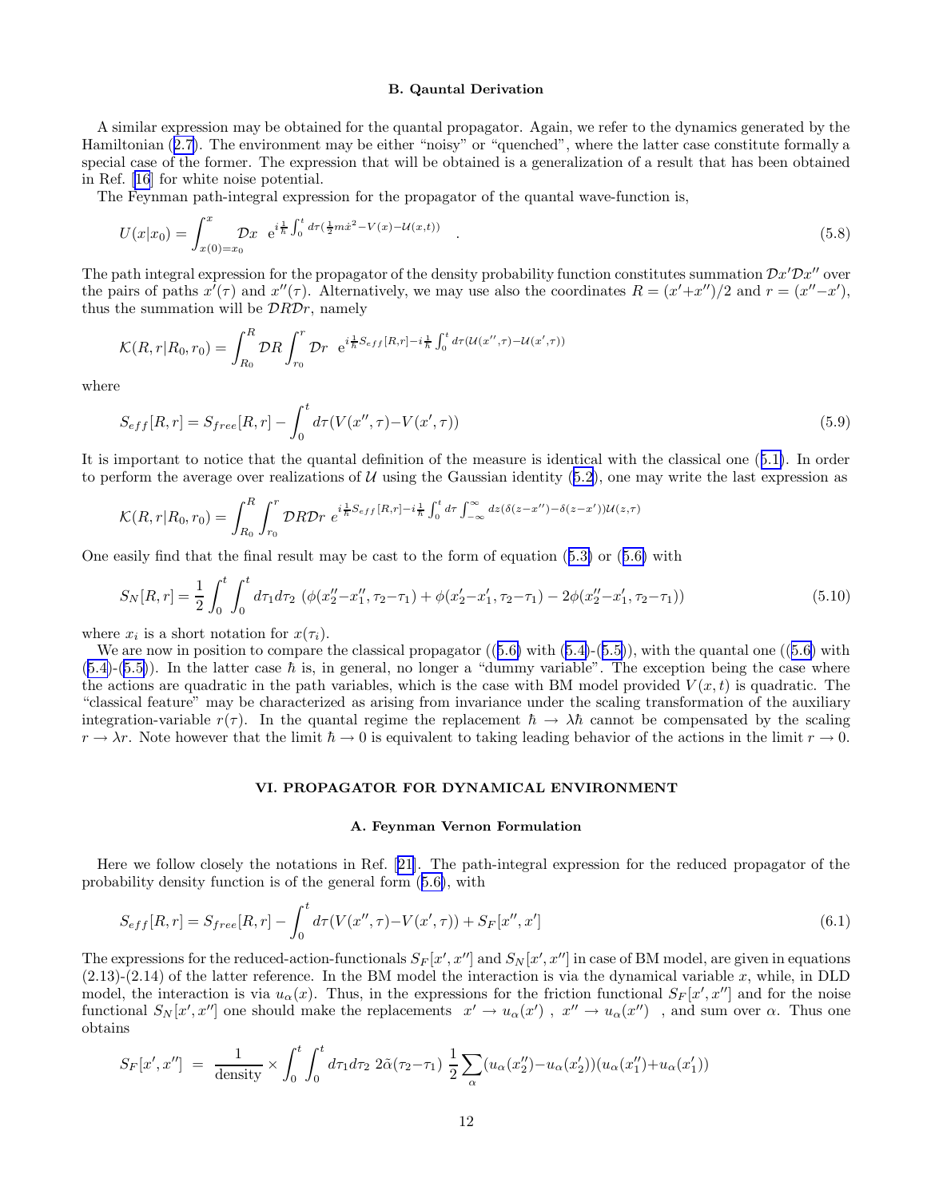### B. Qauntal Derivation

A similar expression may be obtained for the quantal propagator. Again, we refer to the dynamics generated by the Hamiltonian (2.7). The environment may be either "noisy" or "quenched", where the latter case constitute formally a special case of the former. The expression that will be obtained is a generalization of a result that has been obtained in Ref. [16] for white noise potential.

The Feynman path-integral expression for the propagator of the quantal wave-function is,

$$U(x|x_0) = \int_{x(0)=x_0}^{x} \mathcal{D}x \;\; \mathrm{e}^{i\frac{1}{\hbar}\int_0^t d\tau(\frac{1}{2}m\dot{x}^2 - V(x) - \mathcal{U}(x,t))} \quad . \tag{5.8}$$

The path integral expression for the propagator of the density probability function constitutes summation $\mathcal{D}x'\mathcal{D}x''$ over the pairs of paths $x'(\tau)$ and $x''(\tau)$. Alternatively, we may use also the coordinates $R=(x'+x'')/2$ and $r=(x''-x')$, thus the summation will be $\mathcal{D}R\mathcal{D}r$, namely

$$\mathcal{K}(R,r|R_0,r_0) = \int_{R_0}^{R} \mathcal{D}R \int_{r_0}^{r} \mathcal{D}r \;\; \mathrm{e}^{i\frac{1}{\hbar}S_{eff}[R,r] - i\frac{1}{\hbar}\int_0^t d\tau(\mathcal{U}(x'',\tau)-\mathcal{U}(x',\tau))}$$

where

$$S_{eff}[R,r] = S_{free}[R,r] - \int_0^t d\tau (V(x'',\tau) - V(x',\tau)) \tag{5.9}$$

It is important to notice that the quantal definition of the measure is identical with the classical one (5.1). In order to perform the average over realizations of $\mathcal{U}$ using the Gaussian identity (5.2), one may write the last expression as

$$\mathcal{K}(R,r|R_0,r_0) = \int_{R_0}^{R}\int_{r_0}^{r} \mathcal{D}R\mathcal{D}r \;\; e^{i\frac{1}{\hbar}S_{eff}[R,r] - i\frac{1}{\hbar}\int_0^t d\tau \int_{-\infty}^{\infty} dz(\delta(z-x'')-\delta(z-x'))\mathcal{U}(z,\tau)}$$

One easily find that the final result may be cast to the form of equation (5.3) or (5.6) with

$$S_N[R,r] = \frac{1}{2}\int_0^t\int_0^t d\tau_1 d\tau_2 \; (\phi(x_2''-x_1'',\tau_2-\tau_1) + \phi(x_2'-x_1',\tau_2-\tau_1) - 2\phi(x_2''-x_1',\tau_2-\tau_1)) \tag{5.10}$$

where $x_i$ is a short notation for $x(\tau_i)$.

We are now in position to compare the classical propagator ((5.6) with (5.4)-(5.5)), with the quantal one ((5.6) with (5.4)-(5.5)). In the latter case $\hbar$ is, in general, no longer a "dummy variable". The exception being the case where the actions are quadratic in the path variables, which is the case with BM model provided $V(x,t)$ is quadratic. The "classical feature" may be characterized as arising from invariance under the scaling transformation of the auxiliary integration-variable $r(\tau)$. In the quantal regime the replacement $\hbar \rightarrow \lambda\hbar$ cannot be compensated by the scaling $r \rightarrow \lambda r$. Note however that the limit $\hbar \rightarrow 0$ is equivalent to taking leading behavior of the actions in the limit $r \rightarrow 0$.

## VI. PROPAGATOR FOR DYNAMICAL ENVIRONMENT

### A. Feynman Vernon Formulation

Here we follow closely the notations in Ref. [21]. The path-integral expression for the reduced propagator of the probability density function is of the general form (5.6), with

$$S_{eff}[R,r] = S_{free}[R,r] - \int_0^t d\tau (V(x'',\tau) - V(x',\tau)) + S_F[x'',x'] \tag{6.1}$$

The expressions for the reduced-action-functionals $S_F[x',x'']$ and $S_N[x',x'']$ in case of BM model, are given in equations (2.13)-(2.14) of the latter reference. In the BM model the interaction is via the dynamical variable $x$, while, in DLD model, the interaction is via $u_\alpha(x)$. Thus, in the expressions for the friction functional $S_F[x',x'']$ and for the noise functional $S_N[x',x'']$ one should make the replacements $x' \rightarrow u_\alpha(x')$ , $x'' \rightarrow u_\alpha(x'')$ , and sum over $\alpha$. Thus one obtains

$$S_F[x',x''] \;=\; \frac{1}{\text{density}} \times \int_0^t\int_0^t d\tau_1 d\tau_2 \; 2\tilde{\alpha}(\tau_2-\tau_1) \; \frac{1}{2}\sum_\alpha (u_\alpha(x_2'')-u_\alpha(x_2'))(u_\alpha(x_1'')+u_\alpha(x_1'))$$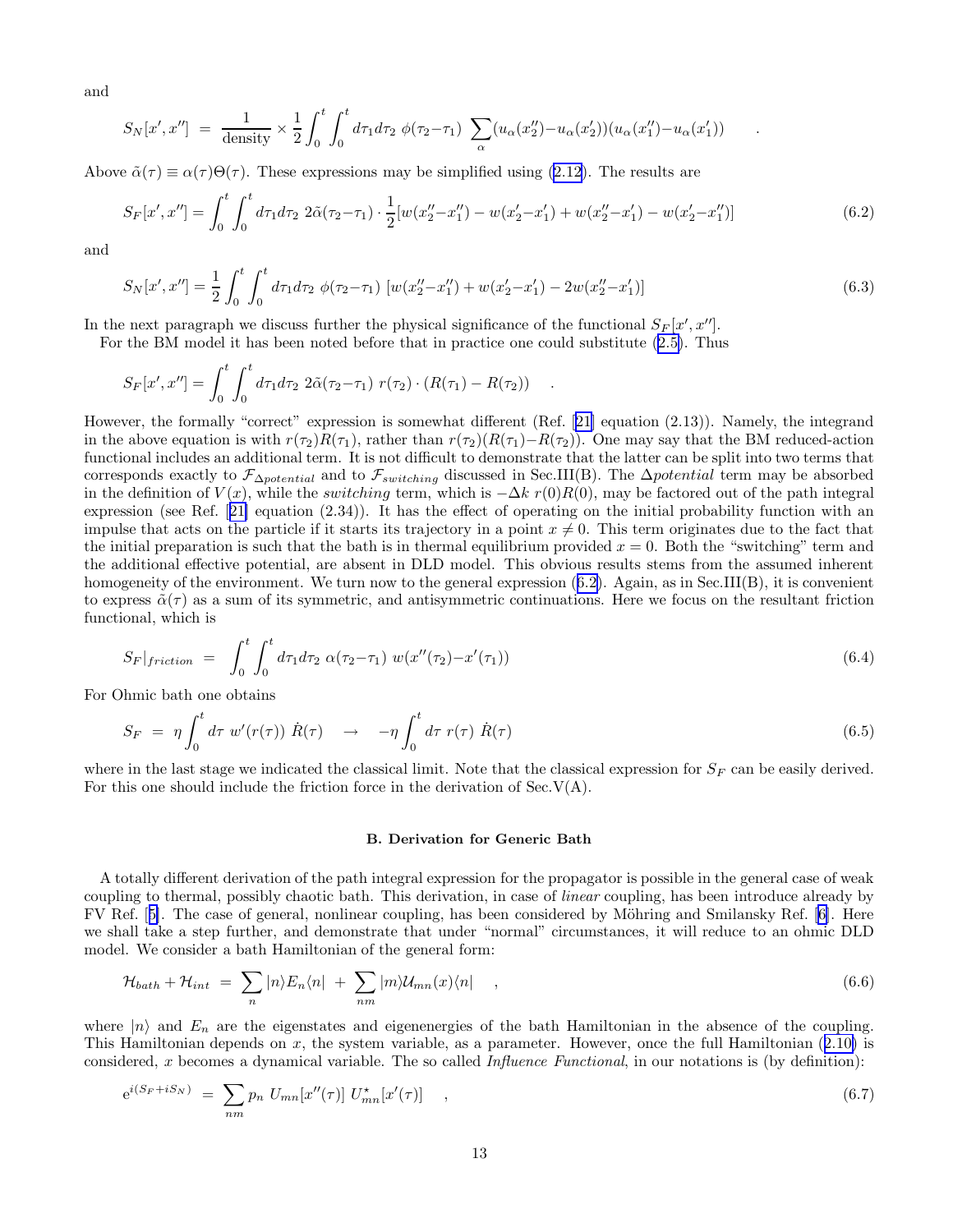and

$$S_N[x',x''] \;=\; \frac{1}{\text{density}} \times \frac{1}{2}\int_0^t\int_0^t d\tau_1 d\tau_2 \;\phi(\tau_2-\tau_1)\; \sum_\alpha (u_\alpha(x''_2)-u_\alpha(x'_2))(u_\alpha(x''_1)-u_\alpha(x'_1)) \qquad .$$

Above $\tilde{\alpha}(\tau) \equiv \alpha(\tau)\Theta(\tau)$. These expressions may be simplified using (2.12). The results are

$$S_F[x',x''] = \int_0^t\int_0^t d\tau_1 d\tau_2 \; 2\tilde{\alpha}(\tau_2-\tau_1)\cdot\frac{1}{2}[w(x''_2-x''_1) - w(x'_2-x'_1) + w(x''_2-x'_1) - w(x'_2-x''_1)] \tag{6.2}$$

and

$$S_N[x',x''] = \frac{1}{2}\int_0^t\int_0^t d\tau_1 d\tau_2 \; \phi(\tau_2-\tau_1) \; [w(x''_2-x''_1) + w(x'_2-x'_1) - 2w(x''_2-x'_1)] \tag{6.3}$$

In the next paragraph we discuss further the physical significance of the functional $S_F[x',x'']$.

For the BM model it has been noted before that in practice one could substitute (2.5). Thus

$$S_F[x',x''] = \int_0^t\int_0^t d\tau_1 d\tau_2 \; 2\tilde{\alpha}(\tau_2-\tau_1) \; r(\tau_2)\cdot(R(\tau_1)-R(\tau_2)) \quad .$$

However, the formally "correct" expression is somewhat different (Ref. [21] equation (2.13)). Namely, the integrand in the above equation is with $r(\tau_2)R(\tau_1)$, rather than $r(\tau_2)(R(\tau_1)-R(\tau_2))$. One may say that the BM reduced-action functional includes an additional term. It is not difficult to demonstrate that the latter can be split into two terms that corresponds exactly to $\mathcal{F}_{\Delta potential}$ and to $\mathcal{F}_{switching}$ discussed in Sec.III(B). The $\Delta potential$ term may be absorbed in the definition of $V(x)$, while the *switching* term, which is $-\Delta k \; r(0)R(0)$, may be factored out of the path integral expression (see Ref. [21] equation (2.34)). It has the effect of operating on the initial probability function with an impulse that acts on the particle if it starts its trajectory in a point $x \neq 0$. This term originates due to the fact that the initial preparation is such that the bath is in thermal equilibrium provided $x = 0$. Both the "switching" term and the additional effective potential, are absent in DLD model. This obvious results stems from the assumed inherent homogeneity of the environment. We turn now to the general expression (6.2). Again, as in Sec.III(B), it is convenient to express $\tilde{\alpha}(\tau)$ as a sum of its symmetric, and antisymmetric continuations. Here we focus on the resultant friction functional, which is

$$S_F|_{friction} \;=\; \int_0^t\int_0^t d\tau_1 d\tau_2 \; \alpha(\tau_2-\tau_1) \; w(x''(\tau_2)-x'(\tau_1)) \tag{6.4}$$

For Ohmic bath one obtains

$$S_F \;=\; \eta\int_0^t d\tau \; w'(r(\tau)) \; \dot{R}(\tau) \quad \rightarrow \quad -\eta\int_0^t d\tau \; r(\tau) \; \dot{R}(\tau) \tag{6.5}$$

where in the last stage we indicated the classical limit. Note that the classical expression for $S_F$ can be easily derived. For this one should include the friction force in the derivation of Sec.V(A).

### B. Derivation for Generic Bath

A totally different derivation of the path integral expression for the propagator is possible in the general case of weak coupling to thermal, possibly chaotic bath. This derivation, in case of *linear* coupling, has been introduce already by FV Ref. [5]. The case of general, nonlinear coupling, has been considered by Möhring and Smilansky Ref. [6]. Here we shall take a step further, and demonstrate that under "normal" circumstances, it will reduce to an ohmic DLD model. We consider a bath Hamiltonian of the general form:

$$\mathcal{H}_{bath} + \mathcal{H}_{int} \;=\; \sum_n |n\rangle E_n \langle n| \;+\; \sum_{nm} |m\rangle \mathcal{U}_{mn}(x) \langle n| \quad , \tag{6.6}$$

where $|n\rangle$ and $E_n$ are the eigenstates and eigenenergies of the bath Hamiltonian in the absence of the coupling. This Hamiltonian depends on $x$, the system variable, as a parameter. However, once the full Hamiltonian (2.10) is considered, $x$ becomes a dynamical variable. The so called *Influence Functional*, in our notations is (by definition):

$$\mathrm{e}^{i(S_F+iS_N)} \;=\; \sum_{nm} p_n \; U_{mn}[x''(\tau)] \; U^\star_{mn}[x'(\tau)] \quad , \tag{6.7}$$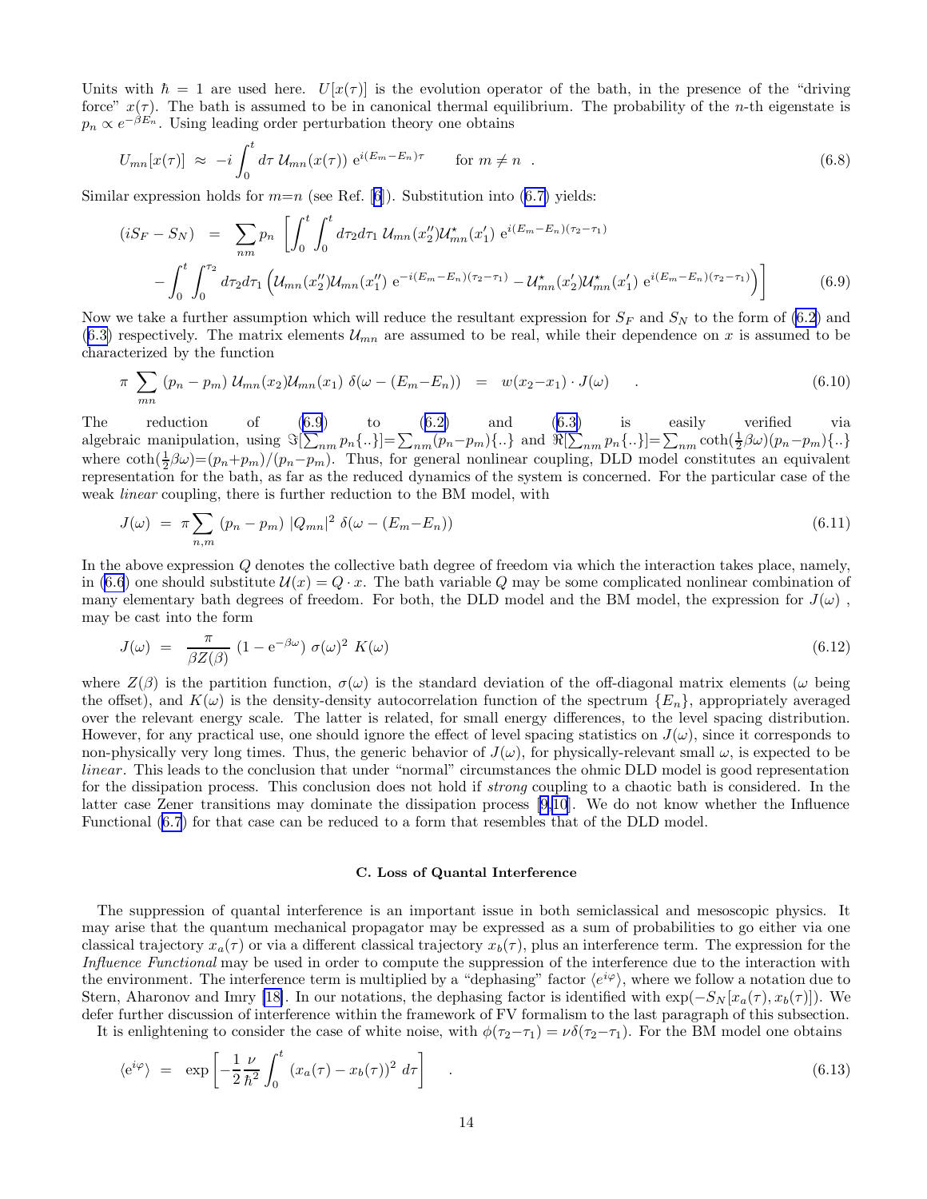Units with $\hbar = 1$ are used here. $U[x(\tau)]$ is the evolution operator of the bath, in the presence of the "driving force" $x(\tau)$. The bath is assumed to be in canonical thermal equilibrium. The probability of the $n$-th eigenstate is $p_n \propto e^{-\beta E_n}$. Using leading order perturbation theory one obtains

$$U_{mn}[x(\tau)] \;\approx\; -i\int_0^t d\tau\; \mathcal{U}_{mn}(x(\tau))\; \mathrm{e}^{i(E_m-E_n)\tau} \qquad \text{for } m\neq n \quad . \tag{6.8}$$

Similar expression holds for $m{=}n$ (see Ref. [6]). Substitution into (6.7) yields:

$$\begin{aligned}(iS_F - S_N) \;\; &= \;\; \sum_{nm} p_n \;\left[\int_0^t\int_0^t d\tau_2 d\tau_1\; \mathcal{U}_{mn}(x_2'')\mathcal{U}^{\star}_{mn}(x_1')\; \mathrm{e}^{i(E_m-E_n)(\tau_2-\tau_1)} \right. \\ &\left. - \int_0^t\int_0^{\tau_2} d\tau_2 d\tau_1 \left(\mathcal{U}_{mn}(x_2'')\mathcal{U}_{mn}(x_1'')\; \mathrm{e}^{-i(E_m-E_n)(\tau_2-\tau_1)} - \mathcal{U}^{\star}_{mn}(x_2')\mathcal{U}^{\star}_{mn}(x_1')\; \mathrm{e}^{i(E_m-E_n)(\tau_2-\tau_1)}\right)\right]\end{aligned} \tag{6.9}$$

Now we take a further assumption which will reduce the resultant expression for $S_F$ and $S_N$ to the form of (6.2) and (6.3) respectively. The matrix elements $\mathcal{U}_{mn}$ are assumed to be real, while their dependence on $x$ is assumed to be characterized by the function

$$\pi\sum_{mn}\,(p_n-p_m)\;\mathcal{U}_{mn}(x_2)\mathcal{U}_{mn}(x_1)\;\delta(\omega-(E_m{-}E_n)) \;\;=\;\; w(x_2{-}x_1)\cdot J(\omega) \quad . \tag{6.10}$$

The reduction of (6.9) to (6.2) and (6.3) is easily verified via algebraic manipulation, using $\Im[\sum_{nm} p_n\{..\}]{=}\sum_{nm}(p_n{-}p_m)\{..\}$ and $\Re[\sum_{nm} p_n\{..\}]{=}\sum_{nm}\coth(\frac{1}{2}\beta\omega)(p_n{-}p_m)\{..\}$ where $\coth(\frac{1}{2}\beta\omega){=}(p_n{+}p_m)/(p_n{-}p_m)$. Thus, for general nonlinear coupling, DLD model constitutes an equivalent representation for the bath, as far as the reduced dynamics of the system is concerned. For the particular case of the weak *linear* coupling, there is further reduction to the BM model, with

$$J(\omega) \;=\; \pi\sum_{n,m}\,(p_n-p_m)\;|Q_{mn}|^2\;\delta(\omega-(E_m{-}E_n)) \tag{6.11}$$

In the above expression $Q$ denotes the collective bath degree of freedom via which the interaction takes place, namely, in (6.6) one should substitute $\mathcal{U}(x) = Q\cdot x$. The bath variable $Q$ may be some complicated nonlinear combination of many elementary bath degrees of freedom. For both, the DLD model and the BM model, the expression for $J(\omega)$, may be cast into the form

$$J(\omega) \;=\; \frac{\pi}{\beta Z(\beta)}\;(1-\mathrm{e}^{-\beta\omega})\;\sigma(\omega)^2\;K(\omega) \tag{6.12}$$

where $Z(\beta)$ is the partition function, $\sigma(\omega)$ is the standard deviation of the off-diagonal matrix elements ($\omega$ being the offset), and $K(\omega)$ is the density-density autocorrelation function of the spectrum $\{E_n\}$, appropriately averaged over the relevant energy scale. The latter is related, for small energy differences, to the level spacing distribution. However, for any practical use, one should ignore the effect of level spacing statistics on $J(\omega)$, since it corresponds to non-physically very long times. Thus, the generic behavior of $J(\omega)$, for physically-relevant small $\omega$, is expected to be *linear*. This leads to the conclusion that under "normal" circumstances the ohmic DLD model is good representation for the dissipation process. This conclusion does not hold if *strong* coupling to a chaotic bath is considered. In the latter case Zener transitions may dominate the dissipation process [9,10]. We do not know whether the Influence Functional (6.7) for that case can be reduced to a form that resembles that of the DLD model.

### C. Loss of Quantal Interference

The suppression of quantal interference is an important issue in both semiclassical and mesoscopic physics. It may arise that the quantum mechanical propagator may be expressed as a sum of probabilities to go either via one classical trajectory $x_a(\tau)$ or via a different classical trajectory $x_b(\tau)$, plus an interference term. The expression for the *Influence Functional* may be used in order to compute the suppression of the interference due to the interaction with the environment. The interference term is multiplied by a "dephasing" factor $\langle e^{i\varphi}\rangle$, where we follow a notation due to Stern, Aharonov and Imry [18]. In our notations, the dephasing factor is identified with $\exp(-S_N[x_a(\tau), x_b(\tau)])$. We defer further discussion of interference within the framework of FV formalism to the last paragraph of this subsection.

It is enlightening to consider the case of white noise, with $\phi(\tau_2{-}\tau_1) = \nu\delta(\tau_2{-}\tau_1)$. For the BM model one obtains

$$\langle \mathrm{e}^{i\varphi}\rangle \;\;=\;\; \exp\left[-\frac{1}{2}\frac{\nu}{\hbar^2}\int_0^t\,(x_a(\tau)-x_b(\tau))^2\;d\tau\right] \quad . \tag{6.13}$$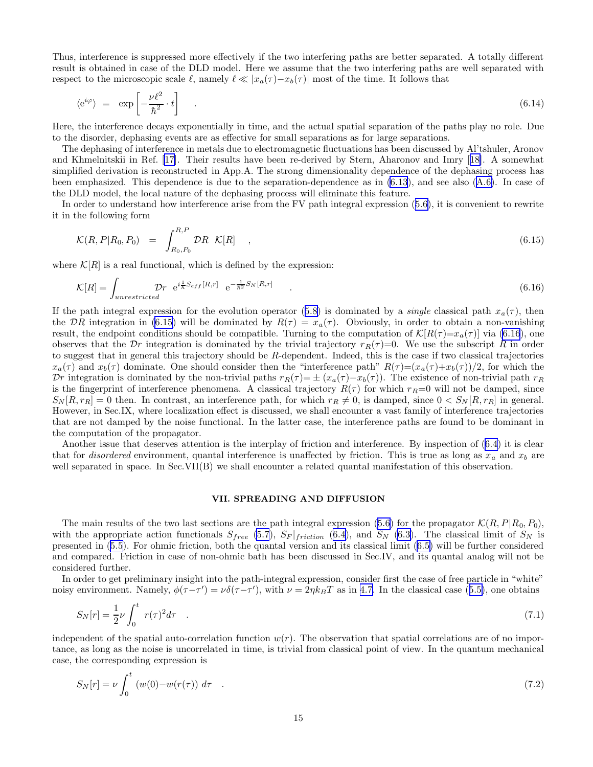Thus, interference is suppressed more effectively if the two interfering paths are better separated. A totally different result is obtained in case of the DLD model. Here we assume that the two interfering paths are well separated with respect to the microscopic scale $\ell$, namely $\ell \ll |x_a(\tau) - x_b(\tau)|$ most of the time. It follows that

$$\langle \mathrm{e}^{i\varphi} \rangle \;=\; \exp\left[ -\frac{\nu \ell^2}{\hbar^2} \cdot t \right] \quad . \tag{6.14}$$

Here, the interference decays exponentially in time, and the actual spatial separation of the paths play no role. Due to the disorder, dephasing events are as effective for small separations as for large separations.

The dephasing of interference in metals due to electromagnetic fluctuations has been discussed by Al'tshuler, Aronov and Khmelnitskii in Ref. [17]. Their results have been re-derived by Stern, Aharonov and Imry [18]. A somewhat simplified derivation is reconstructed in App.A. The strong dimensionality dependence of the dephasing process has been emphasized. This dependence is due to the separation-dependence as in (6.13), and see also (A.6). In case of the DLD model, the local nature of the dephasing process will eliminate this feature.

In order to understand how interference arise from the FV path integral expression (5.6), it is convenient to rewrite it in the following form

$$\mathcal{K}(R, P | R_0, P_0) \;=\; \int_{R_0, P_0}^{R, P} \mathcal{D}R \;\; \mathcal{K}[R] \quad , \tag{6.15}$$

where $\mathcal{K}[R]$ is a real functional, which is defined by the expression:

$$\mathcal{K}[R] = \int_{unrestricted} \mathcal{D}r \;\; \mathrm{e}^{i\frac{1}{\hbar} S_{eff}[R,r]} \;\; \mathrm{e}^{-\frac{1}{\hbar^2} S_N[R,r]} \quad . \tag{6.16}$$

If the path integral expression for the evolution operator (5.8) is dominated by a *single* classical path $x_a(\tau)$, then the $\mathcal{D}R$ integration in (6.15) will be dominated by $R(\tau) = x_a(\tau)$. Obviously, in order to obtain a non-vanishing result, the endpoint conditions should be compatible. Turning to the computation of $\mathcal{K}[R(\tau){=}x_a(\tau)]$ via (6.16), one observes that the $\mathcal{D}r$ integration is dominated by the trivial trajectory $r_R(\tau){=}0$. We use the subscript $R$ in order to suggest that in general this trajectory should be $R$-dependent. Indeed, this is the case if two classical trajectories $x_a(\tau)$ and $x_b(\tau)$ dominate. One should consider then the "interference path" $R(\tau){=}(x_a(\tau){+}x_b(\tau))/2$, for which the $\mathcal{D}r$ integration is dominated by the non-trivial paths $r_R(\tau){=} \pm\, (x_a(\tau){-}x_b(\tau))$. The existence of non-trivial path $r_R$ is the fingerprint of interference phenomena. A classical trajectory $R(\tau)$ for which $r_R{=}0$ will not be damped, since $S_N[R, r_R] = 0$ then. In contrast, an interference path, for which $r_R \neq 0$, is damped, since $0 < S_N[R, r_R]$ in general. However, in Sec.IX, where localization effect is discussed, we shall encounter a vast family of interference trajectories that are not damped by the noise functional. In the latter case, the interference paths are found to be dominant in the computation of the propagator.

Another issue that deserves attention is the interplay of friction and interference. By inspection of (6.4) it is clear that for *disordered* environment, quantal interference is unaffected by friction. This is true as long as $x_a$ and $x_b$ are well separated in space. In Sec.VII(B) we shall encounter a related quantal manifestation of this observation.

## VII. SPREADING AND DIFFUSION

The main results of the two last sections are the path integral expression (5.6) for the propagator $\mathcal{K}(R, P | R_0, P_0)$, with the appropriate action functionals $S_{free}$ (5.7), $S_F|_{friction}$ (6.4), and $S_N$ (6.3). The classical limit of $S_N$ is presented in (5.5). For ohmic friction, both the quantal version and its classical limit (6.5) will be further considered and compared. Friction in case of non-ohmic bath has been discussed in Sec.IV, and its quantal analog will not be considered further.

In order to get preliminary insight into the path-integral expression, consider first the case of free particle in "white" noisy environment. Namely, $\phi(\tau{-}\tau') = \nu \delta(\tau{-}\tau')$, with $\nu = 2\eta k_B T$ as in 4.7. In the classical case (5.5), one obtains

$$S_N[r] = \frac{1}{2} \nu \int_0^t \; r(\tau)^2 d\tau \quad . \tag{7.1}$$

independent of the spatial auto-correlation function $w(r)$. The observation that spatial correlations are of no importance, as long as the noise is uncorrelated in time, is trivial from classical point of view. In the quantum mechanical case, the corresponding expression is

$$S_N[r] = \nu \int_0^t \; \left( w(0){-}w(r(\tau)) \right) \, d\tau \quad . \tag{7.2}$$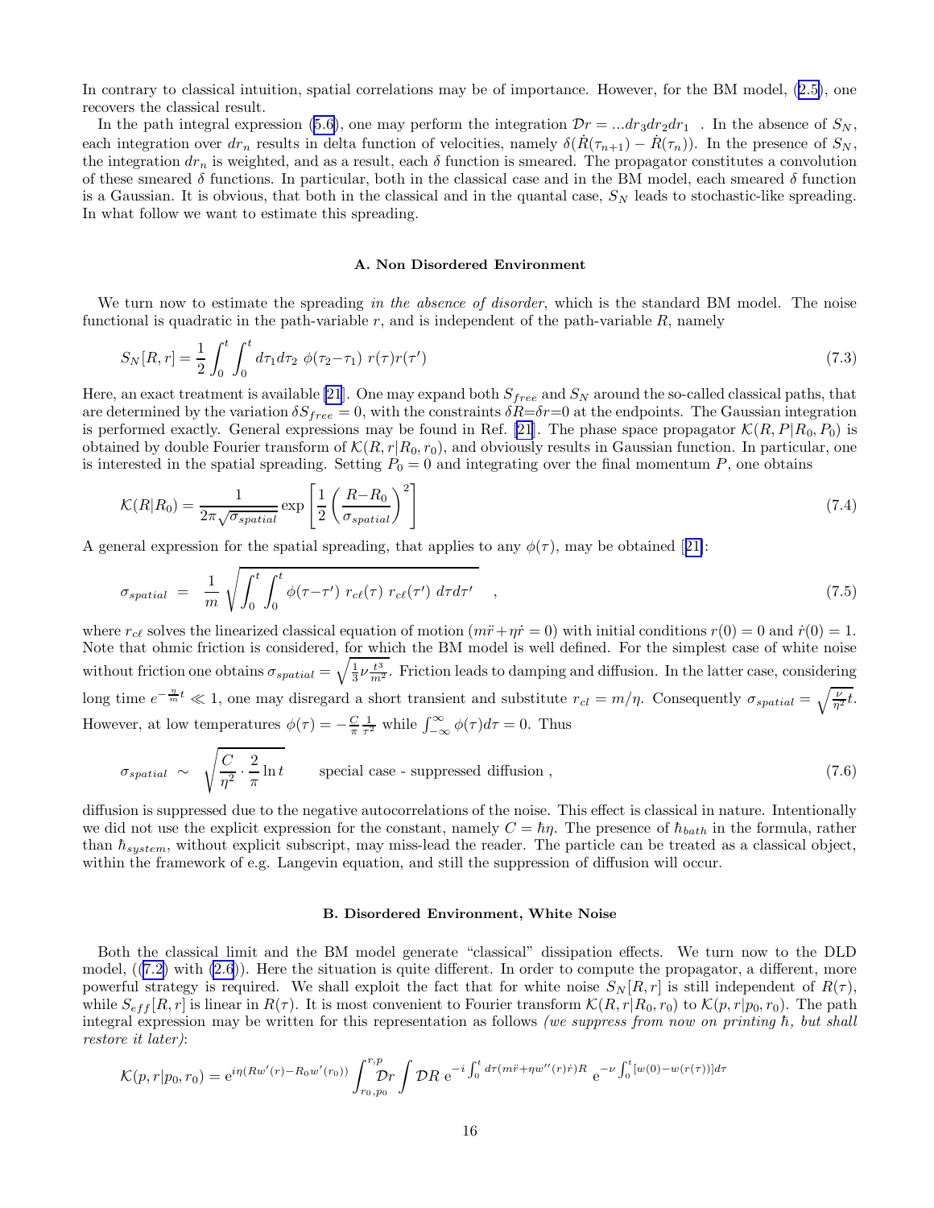In contrary to classical intuition, spatial correlations may be of importance. However, for the BM model, (2.5), one recovers the classical result.

In the path integral expression (5.6), one may perform the integration $\mathcal{D}r = ...dr_3dr_2dr_1$ . In the absence of $S_N$, each integration over $dr_n$ results in delta function of velocities, namely $\delta(\dot{R}(\tau_{n+1}) - \dot{R}(\tau_n))$. In the presence of $S_N$, the integration $dr_n$ is weighted, and as a result, each $\delta$ function is smeared. The propagator constitutes a convolution of these smeared $\delta$ functions. In particular, both in the classical case and in the BM model, each smeared $\delta$ function is a Gaussian. It is obvious, that both in the classical and in the quantal case, $S_N$ leads to stochastic-like spreading. In what follow we want to estimate this spreading.

### A. Non Disordered Environment

We turn now to estimate the spreading *in the absence of disorder*, which is the standard BM model. The noise functional is quadratic in the path-variable $r$, and is independent of the path-variable $R$, namely

$$S_N[R,r] = \frac{1}{2}\int_0^t \int_0^t d\tau_1 d\tau_2 \;\phi(\tau_2 - \tau_1)\; r(\tau) r(\tau') \tag{7.3}$$

Here, an exact treatment is available [21]. One may expand both $S_{free}$ and $S_N$ around the so-called classical paths, that are determined by the variation $\delta S_{free} = 0$, with the constraints $\delta R = \delta r = 0$ at the endpoints. The Gaussian integration is performed exactly. General expressions may be found in Ref. [21]. The phase space propagator $\mathcal{K}(R,P|R_0,P_0)$ is obtained by double Fourier transform of $\mathcal{K}(R,r|R_0,r_0)$, and obviously results in Gaussian function. In particular, one is interested in the spatial spreading. Setting $P_0 = 0$ and integrating over the final momentum $P$, one obtains

$$\mathcal{K}(R|R_0) = \frac{1}{2\pi\sqrt{\sigma_{spatial}}} \exp\left[\frac{1}{2}\left(\frac{R - R_0}{\sigma_{spatial}}\right)^2\right] \tag{7.4}$$

A general expression for the spatial spreading, that applies to any $\phi(\tau)$, may be obtained [21]:

$$\sigma_{spatial} \;=\; \frac{1}{m}\sqrt{\int_0^t \int_0^t \phi(\tau - \tau')\; r_{c\ell}(\tau)\; r_{c\ell}(\tau')\; d\tau d\tau'} \quad , \tag{7.5}$$

where $r_{c\ell}$ solves the linearized classical equation of motion ($m\ddot{r} + \eta\dot{r} = 0$) with initial conditions $r(0) = 0$ and $\dot{r}(0) = 1$. Note that ohmic friction is considered, for which the BM model is well defined. For the simplest case of white noise without friction one obtains $\sigma_{spatial} = \sqrt{\frac{1}{3}\nu\frac{t^3}{m^2}}$. Friction leads to damping and diffusion. In the latter case, considering long time $e^{-\frac{\eta}{m}t} \ll 1$, one may disregard a short transient and substitute $r_{cl} = m/\eta$. Consequently $\sigma_{spatial} = \sqrt{\frac{\nu}{\eta^2}t}$. However, at low temperatures $\phi(\tau) = -\frac{C}{\pi}\frac{1}{\tau^2}$ while $\int_{-\infty}^{\infty}\phi(\tau)d\tau = 0$. Thus

$$\sigma_{spatial} \;\sim\; \sqrt{\frac{C}{\eta^2}\cdot\frac{2}{\pi}\ln t} \qquad \text{special case - suppressed diffusion}\;, \tag{7.6}$$

diffusion is suppressed due to the negative autocorrelations of the noise. This effect is classical in nature. Intentionally we did not use the explicit expression for the constant, namely $C = \hbar\eta$. The presence of $\hbar_{bath}$ in the formula, rather than $\hbar_{system}$, without explicit subscript, may miss-lead the reader. The particle can be treated as a classical object, within the framework of e.g. Langevin equation, and still the suppression of diffusion will occur.

### B. Disordered Environment, White Noise

Both the classical limit and the BM model generate "classical" dissipation effects. We turn now to the DLD model, ((7.2) with (2.6)). Here the situation is quite different. In order to compute the propagator, a different, more powerful strategy is required. We shall exploit the fact that for white noise $S_N[R,r]$ is still independent of $R(\tau)$, while $S_{eff}[R,r]$ is linear in $R(\tau)$. It is most convenient to Fourier transform $\mathcal{K}(R,r|R_0,r_0)$ to $\mathcal{K}(p,r|p_0,r_0)$. The path integral expression may be written for this representation as follows *(we suppress from now on printing $\hbar$, but shall restore it later)*:

$$\mathcal{K}(p,r|p_0,r_0) = \mathrm{e}^{i\eta(Rw'(r) - R_0 w'(r_0))}\int_{r_0,p_0}^{r,p}\mathcal{D}r\int\mathcal{D}R\;\mathrm{e}^{-i\int_0^t d\tau(m\ddot{r} + \eta w''(r)\dot{r})R}\;\mathrm{e}^{-\nu\int_0^t [w(0) - w(r(\tau))]d\tau}$$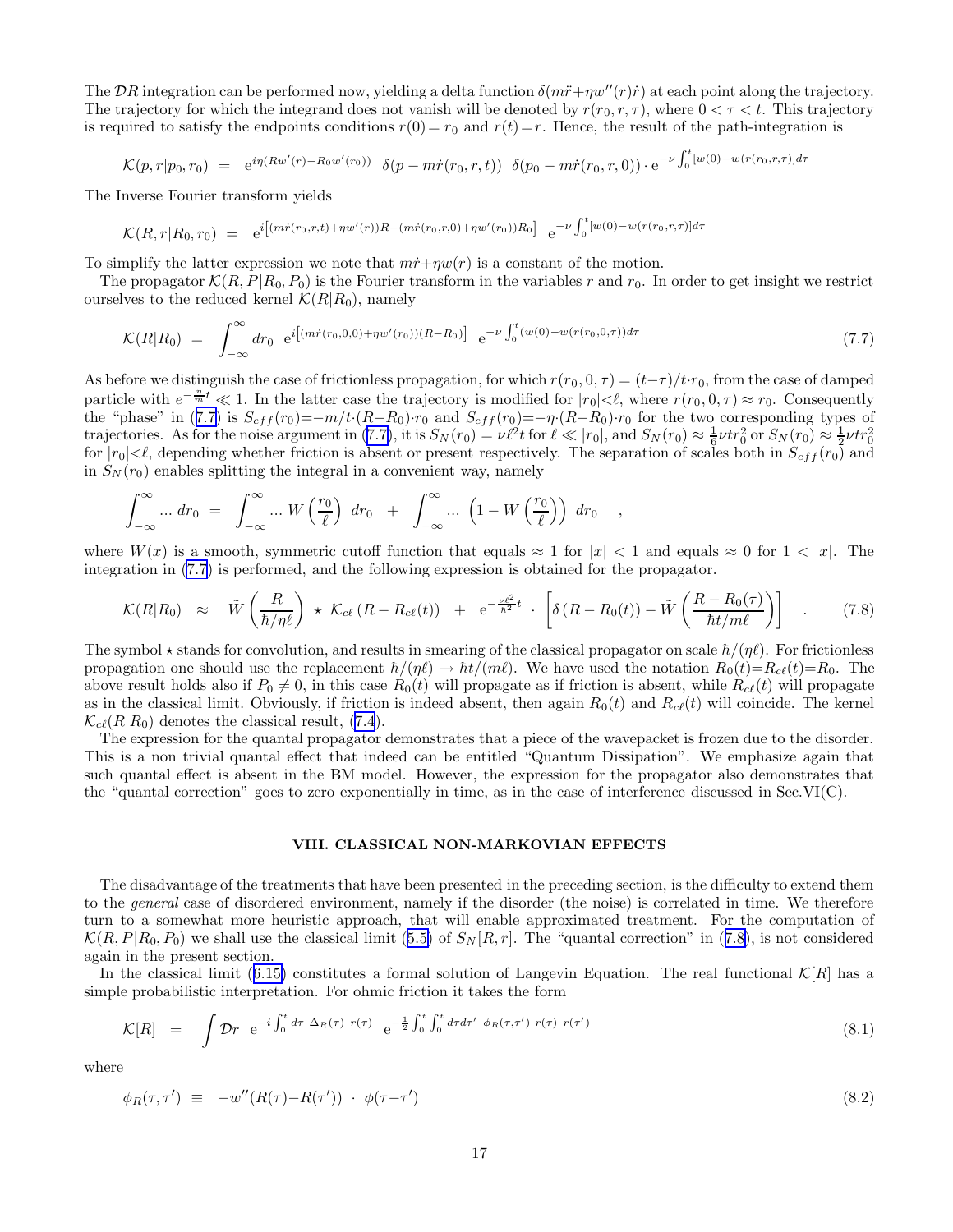The $\mathcal{D}R$ integration can be performed now, yielding a delta function $\delta(m\ddot{r}+\eta w''(r)\dot{r})$ at each point along the trajectory. The trajectory for which the integrand does not vanish will be denoted by $r(r_0,r,\tau)$, where $0<\tau<t$. This trajectory is required to satisfy the endpoints conditions $r(0)=r_0$ and $r(t)=r$. Hence, the result of the path-integration is

$$\mathcal{K}(p,r|p_0,r_0) \;=\; \mathrm{e}^{i\eta(Rw'(r)-R_0w'(r_0))} \;\; \delta(p-m\dot{r}(r_0,r,t)) \;\; \delta(p_0-m\dot{r}(r_0,r,0)) \cdot \mathrm{e}^{-\nu\int_0^t [w(0)-w(r(r_0,r,\tau)]d\tau}$$

The Inverse Fourier transform yields

$$\mathcal{K}(R,r|R_0,r_0) \;=\; \mathrm{e}^{i\left[(m\dot{r}(r_0,r,t)+\eta w'(r))R-(m\dot{r}(r_0,r,0)+\eta w'(r_0))R_0\right]} \;\; \mathrm{e}^{-\nu\int_0^t [w(0)-w(r(r_0,r,\tau)]d\tau}$$

To simplify the latter expression we note that $m\dot{r}+\eta w(r)$ is a constant of the motion.

The propagator $\mathcal{K}(R,P|R_0,P_0)$ is the Fourier transform in the variables $r$ and $r_0$. In order to get insight we restrict ourselves to the reduced kernel $\mathcal{K}(R|R_0)$, namely

$$\mathcal{K}(R|R_0) \;=\; \int_{-\infty}^{\infty} dr_0 \;\; \mathrm{e}^{i\left[(m\dot{r}(r_0,0,0)+\eta w'(r_0))(R-R_0)\right]} \;\; \mathrm{e}^{-\nu\int_0^t (w(0)-w(r(r_0,0,\tau))d\tau} \tag{7.7}$$

As before we distinguish the case of frictionless propagation, for which $r(r_0,0,\tau)=(t-\tau)/t\cdot r_0$, from the case of damped particle with $e^{-\frac{\eta}{m}t}\ll 1$. In the latter case the trajectory is modified for $|r_0|<\ell$, where $r(r_0,0,\tau)\approx r_0$. Consequently the "phase" in (7.7) is $S_{eff}(r_0)=-m/t\cdot(R-R_0)\cdot r_0$ and $S_{eff}(r_0)=-\eta\cdot(R-R_0)\cdot r_0$ for the two corresponding types of trajectories. As for the noise argument in (7.7), it is $S_N(r_0)=\nu\ell^2 t$ for $\ell\ll|r_0|$, and $S_N(r_0)\approx\frac{1}{6}\nu t r_0^2$ or $S_N(r_0)\approx\frac{1}{2}\nu t r_0^2$ for $|r_0|<\ell$, depending whether friction is absent or present respectively. The separation of scales both in $S_{eff}(r_0)$ and in $S_N(r_0)$ enables splitting the integral in a convenient way, namely

$$\int_{-\infty}^{\infty} ... \, dr_0 \;=\; \int_{-\infty}^{\infty} ... \, W\left(\frac{r_0}{\ell}\right) \, dr_0 \;\;+\;\; \int_{-\infty}^{\infty} ... \, \left(1-W\left(\frac{r_0}{\ell}\right)\right) \, dr_0 \quad ,$$

where $W(x)$ is a smooth, symmetric cutoff function that equals $\approx 1$ for $|x|<1$ and equals $\approx 0$ for $1<|x|$. The integration in (7.7) is performed, and the following expression is obtained for the propagator.

$$\mathcal{K}(R|R_0) \;\;\approx\;\; \tilde{W}\left(\frac{R}{\hbar/\eta\ell}\right) \,\star\, \mathcal{K}_{c\ell}\left(R-R_{c\ell}(t)\right) \;\;+\;\; \mathrm{e}^{-\frac{\nu\ell^2}{\hbar^2}t} \;\cdot\; \left[\delta\left(R-R_0(t)\right)-\tilde{W}\left(\frac{R-R_0(\tau)}{\hbar t/m\ell}\right)\right] \quad . \tag{7.8}$$

The symbol $\star$ stands for convolution, and results in smearing of the classical propagator on scale $\hbar/(\eta\ell)$. For frictionless propagation one should use the replacement $\hbar/(\eta\ell)\rightarrow\hbar t/(m\ell)$. We have used the notation $R_0(t)=R_{c\ell}(t)=R_0$. The above result holds also if $P_0\neq 0$, in this case $R_0(t)$ will propagate as if friction is absent, while $R_{c\ell}(t)$ will propagate as in the classical limit. Obviously, if friction is indeed absent, then again $R_0(t)$ and $R_{c\ell}(t)$ will coincide. The kernel $\mathcal{K}_{c\ell}(R|R_0)$ denotes the classical result, (7.4).

The expression for the quantal propagator demonstrates that a piece of the wavepacket is frozen due to the disorder. This is a non trivial quantal effect that indeed can be entitled "Quantum Dissipation". We emphasize again that such quantal effect is absent in the BM model. However, the expression for the propagator also demonstrates that the "quantal correction" goes to zero exponentially in time, as in the case of interference discussed in Sec.VI(C).

## VIII. CLASSICAL NON-MARKOVIAN EFFECTS

The disadvantage of the treatments that have been presented in the preceding section, is the difficulty to extend them to the *general* case of disordered environment, namely if the disorder (the noise) is correlated in time. We therefore turn to a somewhat more heuristic approach, that will enable approximated treatment. For the computation of $\mathcal{K}(R,P|R_0,P_0)$ we shall use the classical limit (5.5) of $S_N[R,r]$. The "quantal correction" in (7.8), is not considered again in the present section.

In the classical limit (6.15) constitutes a formal solution of Langevin Equation. The real functional $\mathcal{K}[R]$ has a simple probabilistic interpretation. For ohmic friction it takes the form

$$\mathcal{K}[R] \;\;=\;\; \int \mathcal{D}r \;\; \mathrm{e}^{-i\int_0^t d\tau\;\Delta_R(\tau)\;r(\tau)} \;\; \mathrm{e}^{-\frac{1}{2}\int_0^t\int_0^t d\tau d\tau'\;\phi_R(\tau,\tau')\;r(\tau)\;r(\tau')} \tag{8.1}$$

where

$$\phi_R(\tau,\tau') \;\equiv\; -w''(R(\tau)-R(\tau')) \;\cdot\; \phi(\tau-\tau') \tag{8.2}$$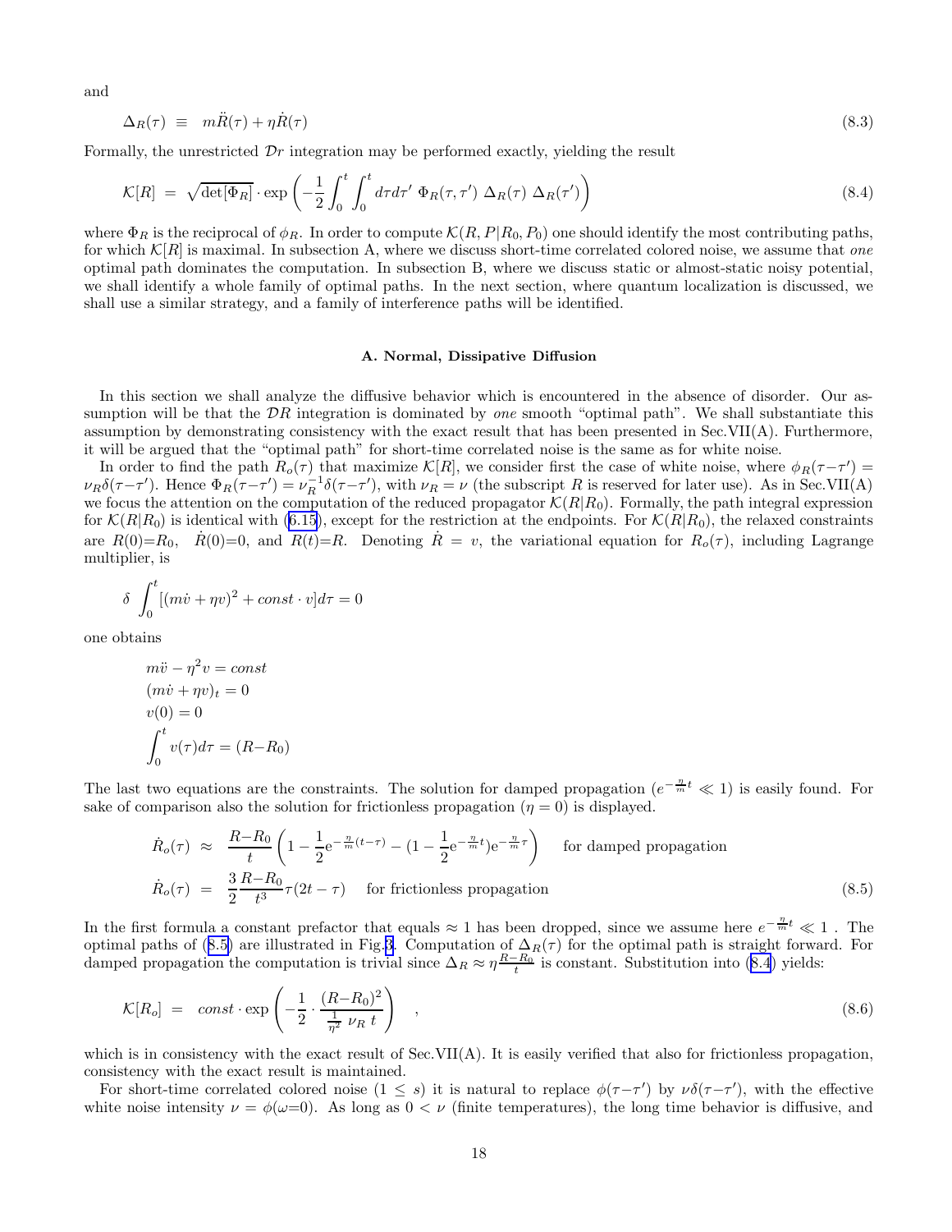and

$$\Delta_R(\tau) \;\equiv\; m\ddot{R}(\tau) + \eta\dot{R}(\tau) \tag{8.3}$$

Formally, the unrestricted $\mathcal{D}r$ integration may be performed exactly, yielding the result

$$\mathcal{K}[R] \;=\; \sqrt{\det[\Phi_R]} \cdot \exp\left(-\frac{1}{2}\int_0^t\int_0^t d\tau d\tau' \;\Phi_R(\tau,\tau')\;\Delta_R(\tau)\;\Delta_R(\tau')\right) \tag{8.4}$$

where $\Phi_R$ is the reciprocal of $\phi_R$. In order to compute $\mathcal{K}(R,P|R_0,P_0)$ one should identify the most contributing paths, for which $\mathcal{K}[R]$ is maximal. In subsection A, where we discuss short-time correlated colored noise, we assume that *one* optimal path dominates the computation. In subsection B, where we discuss static or almost-static noisy potential, we shall identify a whole family of optimal paths. In the next section, where quantum localization is discussed, we shall use a similar strategy, and a family of interference paths will be identified.

### A. Normal, Dissipative Diffusion

In this section we shall analyze the diffusive behavior which is encountered in the absence of disorder. Our assumption will be that the $\mathcal{D}R$ integration is dominated by *one* smooth "optimal path". We shall substantiate this assumption by demonstrating consistency with the exact result that has been presented in Sec.VII(A). Furthermore, it will be argued that the "optimal path" for short-time correlated noise is the same as for white noise.

In order to find the path $R_o(\tau)$ that maximize $\mathcal{K}[R]$, we consider first the case of white noise, where $\phi_R(\tau-\tau') = \nu_R\delta(\tau-\tau')$. Hence $\Phi_R(\tau-\tau') = \nu_R^{-1}\delta(\tau-\tau')$, with $\nu_R = \nu$ (the subscript $R$ is reserved for later use). As in Sec.VII(A) we focus the attention on the computation of the reduced propagator $\mathcal{K}(R|R_0)$. Formally, the path integral expression for $\mathcal{K}(R|R_0)$ is identical with (6.15), except for the restriction at the endpoints. For $\mathcal{K}(R|R_0)$, the relaxed constraints are $R(0){=}R_0$, $\dot{R}(0){=}0$, and $R(t){=}R$. Denoting $\dot{R} = v$, the variational equation for $R_o(\tau)$, including Lagrange multiplier, is

$$\delta \int_0^t [(m\dot{v}+\eta v)^2 + const\cdot v]d\tau = 0$$

one obtains

$$\begin{aligned}
&m\ddot{v} - \eta^2 v = const\\
&(m\dot{v}+\eta v)_t = 0\\
&v(0) = 0\\
&\int_0^t v(\tau)d\tau = (R{-}R_0)
\end{aligned}$$

The last two equations are the constraints. The solution for damped propagation ($e^{-\frac{\eta}{m}t} \ll 1$) is easily found. For sake of comparison also the solution for frictionless propagation ($\eta = 0$) is displayed.

$$\begin{aligned}
\dot{R}_o(\tau) \;&\approx\; \frac{R{-}R_0}{t}\left(1-\frac{1}{2}\mathrm{e}^{-\frac{\eta}{m}(t-\tau)} - (1-\frac{1}{2}\mathrm{e}^{-\frac{\eta}{m}t})\mathrm{e}^{-\frac{\eta}{m}\tau}\right) \quad \text{for damped propagation}\\
\dot{R}_o(\tau) \;&=\; \frac{3}{2}\frac{R{-}R_0}{t^3}\tau(2t-\tau) \quad \text{for frictionless propagation}
\end{aligned} \tag{8.5}$$

In the first formula a constant prefactor that equals $\approx 1$ has been dropped, since we assume here $e^{-\frac{\eta}{m}t} \ll 1$ . The optimal paths of (8.5) are illustrated in Fig.3. Computation of $\Delta_R(\tau)$ for the optimal path is straight forward. For damped propagation the computation is trivial since $\Delta_R \approx \eta\frac{R-R_0}{t}$ is constant. Substitution into (8.4) yields:

$$\mathcal{K}[R_o] \;=\; const\cdot\exp\left(-\frac{1}{2}\cdot\frac{(R{-}R_0)^2}{\frac{1}{\eta^2}\;\nu_R\;t}\right) \quad , \tag{8.6}$$

which is in consistency with the exact result of Sec.VII(A). It is easily verified that also for frictionless propagation, consistency with the exact result is maintained.

For short-time correlated colored noise ($1 \leq s$) it is natural to replace $\phi(\tau{-}\tau')$ by $\nu\delta(\tau{-}\tau')$, with the effective white noise intensity $\nu = \phi(\omega{=}0)$. As long as $0 < \nu$ (finite temperatures), the long time behavior is diffusive, and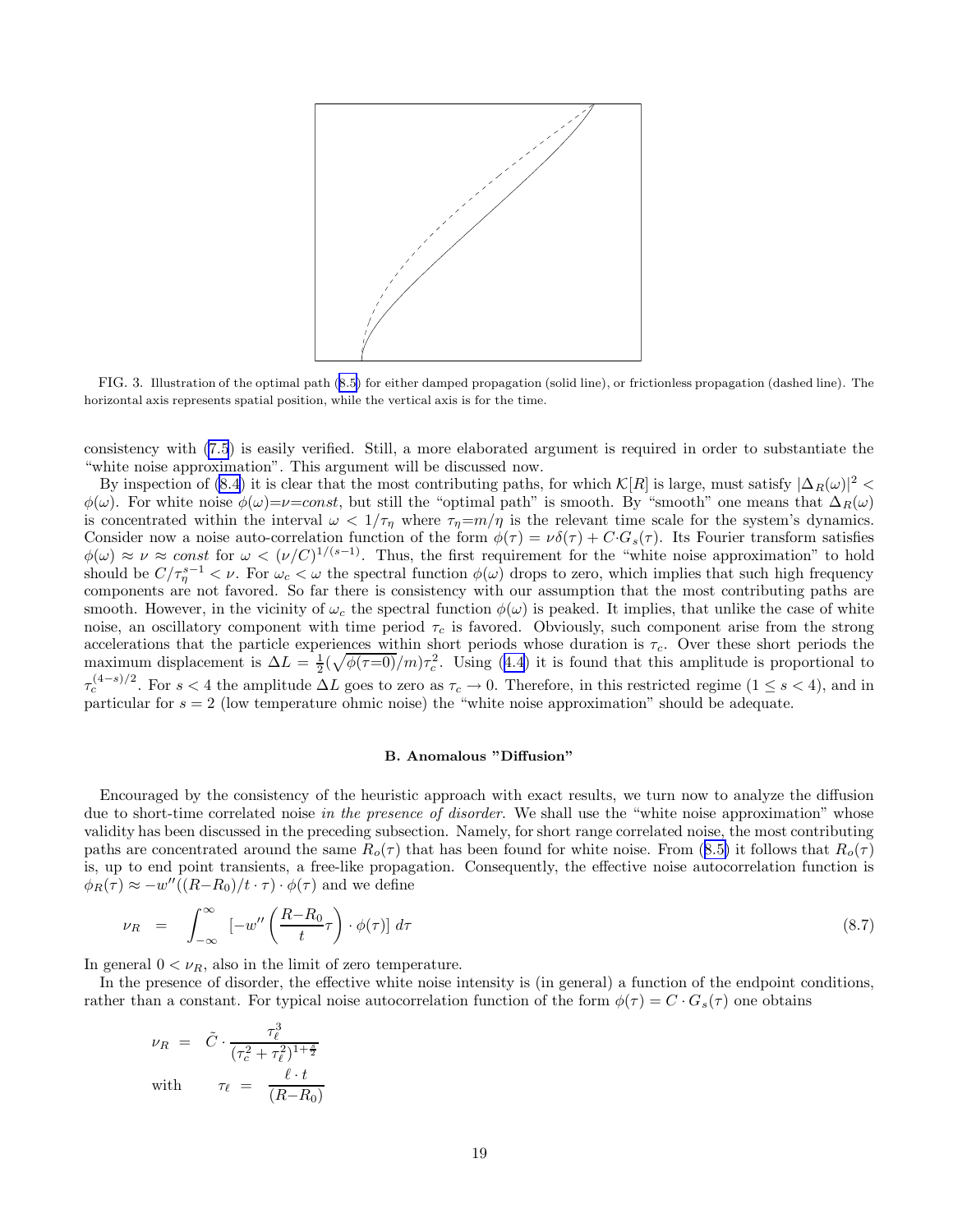FIG. 3. Illustration of the optimal path (8.5) for either damped propagation (solid line), or frictionless propagation (dashed line). The horizontal axis represents spatial position, while the vertical axis is for the time.

consistency with (7.5) is easily verified. Still, a more elaborated argument is required in order to substantiate the "white noise approximation". This argument will be discussed now.

By inspection of (8.4) it is clear that the most contributing paths, for which $\mathcal{K}[R]$ is large, must satisfy $|\Delta_R(\omega)|^2 < \phi(\omega)$. For white noise $\phi(\omega)$=$\nu$=*const*, but still the "optimal path" is smooth. By "smooth" one means that $\Delta_R(\omega)$ is concentrated within the interval $\omega < 1/\tau_\eta$ where $\tau_\eta$=$m/\eta$ is the relevant time scale for the system's dynamics. Consider now a noise auto-correlation function of the form $\phi(\tau) = \nu\delta(\tau) + C{\cdot}G_s(\tau)$. Its Fourier transform satisfies $\phi(\omega) \approx \nu \approx const$ for $\omega < (\nu/C)^{1/(s-1)}$. Thus, the first requirement for the "white noise approximation" to hold should be $C/\tau_\eta^{s-1} < \nu$. For $\omega_c < \omega$ the spectral function $\phi(\omega)$ drops to zero, which implies that such high frequency components are not favored. So far there is consistency with our assumption that the most contributing paths are smooth. However, in the vicinity of $\omega_c$ the spectral function $\phi(\omega)$ is peaked. It implies, that unlike the case of white noise, an oscillatory component with time period $\tau_c$ is favored. Obviously, such component arise from the strong accelerations that the particle experiences within short periods whose duration is $\tau_c$. Over these short periods the maximum displacement is $\Delta L = \frac{1}{2}(\sqrt{\phi(\tau{=}0)}/m)\tau_c^2$. Using (4.4) it is found that this amplitude is proportional to $\tau_c^{(4-s)/2}$. For $s<4$ the amplitude $\Delta L$ goes to zero as $\tau_c \rightarrow 0$. Therefore, in this restricted regime ($1 \leq s < 4$), and in particular for $s=2$ (low temperature ohmic noise) the "white noise approximation" should be adequate.

### B. Anomalous "Diffusion"

Encouraged by the consistency of the heuristic approach with exact results, we turn now to analyze the diffusion due to short-time correlated noise *in the presence of disorder*. We shall use the "white noise approximation" whose validity has been discussed in the preceding subsection. Namely, for short range correlated noise, the most contributing paths are concentrated around the same $R_o(\tau)$ that has been found for white noise. From (8.5) it follows that $R_o(\tau)$ is, up to end point transients, a free-like propagation. Consequently, the effective noise autocorrelation function is $\phi_R(\tau) \approx -w''((R{-}R_0)/t \cdot \tau) \cdot \phi(\tau)$ and we define

$$\nu_R \;=\; \int_{-\infty}^{\infty} \left[-w''\left(\frac{R{-}R_0}{t}\tau\right) \cdot \phi(\tau)\right] d\tau \tag{8.7}$$

In general $0 < \nu_R$, also in the limit of zero temperature.

In the presence of disorder, the effective white noise intensity is (in general) a function of the endpoint conditions, rather than a constant. For typical noise autocorrelation function of the form $\phi(\tau) = C \cdot G_s(\tau)$ one obtains

$$\nu_R \;=\; \tilde{C} \cdot \frac{\tau_\ell^3}{(\tau_c^2+\tau_\ell^2)^{1+\frac{s}{2}}}$$

$$\text{with} \qquad \tau_\ell \;=\; \frac{\ell \cdot t}{(R{-}R_0)}$$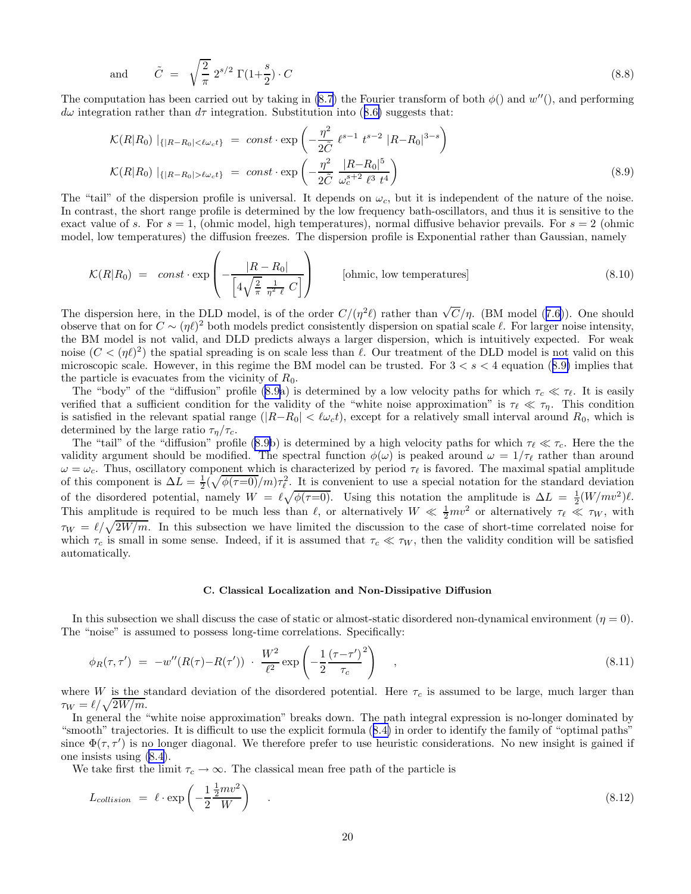$$\text{and} \qquad \tilde{C} \;=\; \sqrt{\frac{2}{\pi}}\; 2^{s/2}\; \Gamma(1+\frac{s}{2}) \cdot C \tag{8.8}$$

The computation has been carried out by taking in (8.7) the Fourier transform of both $\phi()$ and $w''()$, and performing $d\omega$ integration rather than $d\tau$ integration. Substitution into (8.6) suggests that:

$$\mathcal{K}(R|R_0)\mid_{\{|R-R_0|<\ell\omega_c t\}} \;=\; const \cdot \exp\left(-\frac{\eta^2}{2\tilde{C}}\; \ell^{s-1}\; t^{s-2}\; |R-R_0|^{3-s}\right)$$
$$\mathcal{K}(R|R_0)\mid_{\{|R-R_0|>\ell\omega_c t\}} \;=\; const \cdot \exp\left(-\frac{\eta^2}{2\tilde{C}}\; \frac{|R-R_0|^5}{\omega_c^{s+2}\; \ell^3\; t^4}\right) \tag{8.9}$$

The "tail" of the dispersion profile is universal. It depends on $\omega_c$, but it is independent of the nature of the noise. In contrast, the short range profile is determined by the low frequency bath-oscillators, and thus it is sensitive to the exact value of $s$. For $s=1$, (ohmic model, high temperatures), normal diffusive behavior prevails. For $s=2$ (ohmic model, low temperatures) the diffusion freezes. The dispersion profile is Exponential rather than Gaussian, namely

$$\mathcal{K}(R|R_0) \;=\; const \cdot \exp\left(-\frac{|R-R_0|}{\left[4\sqrt{\frac{2}{\pi}}\;\frac{1}{\eta^2\;\ell}\;C\right]}\right) \qquad \text{[ohmic, low temperatures]} \tag{8.10}$$

The dispersion here, in the DLD model, is of the order $C/(\eta^2\ell)$ rather than $\sqrt{C}/\eta$. (BM model (7.6)). One should observe that on for $C \sim (\eta\ell)^2$ both models predict consistently dispersion on spatial scale $\ell$. For larger noise intensity, the BM model is not valid, and DLD predicts always a larger dispersion, which is intuitively expected. For weak noise ($C < (\eta\ell)^2$) the spatial spreading is on scale less than $\ell$. Our treatment of the DLD model is not valid on this microscopic scale. However, in this regime the BM model can be trusted. For $3 < s < 4$ equation (8.9) implies that the particle is evacuates from the vicinity of $R_0$.

The "body" of the "diffusion" profile (8.9a) is determined by a low velocity paths for which $\tau_c \ll \tau_\ell$. It is easily verified that a sufficient condition for the validity of the "white noise approximation" is $\tau_\ell \ll \tau_\eta$. This condition is satisfied in the relevant spatial range ($|R-R_0| < \ell\omega_c t$), except for a relatively small interval around $R_0$, which is determined by the large ratio $\tau_\eta/\tau_c$.

The "tail" of the "diffusion" profile (8.9b) is determined by a high velocity paths for which $\tau_\ell \ll \tau_c$. Here the the validity argument should be modified. The spectral function $\phi(\omega)$ is peaked around $\omega = 1/\tau_\ell$ rather than around $\omega = \omega_c$. Thus, oscillatory component which is characterized by period $\tau_\ell$ is favored. The maximal spatial amplitude of this component is $\Delta L = \frac{1}{2}(\sqrt{\phi(\tau{=}0)}/m)\tau_\ell^2$. It is convenient to use a special notation for the standard deviation of the disordered potential, namely $W = \ell\sqrt{\phi(\tau{=}0)}$. Using this notation the amplitude is $\Delta L = \frac{1}{2}(W/mv^2)\ell$. This amplitude is required to be much less than $\ell$, or alternatively $W \ll \frac{1}{2}mv^2$ or alternatively $\tau_\ell \ll \tau_W$, with $\tau_W = \ell/\sqrt{2W/m}$. In this subsection we have limited the discussion to the case of short-time correlated noise for which $\tau_c$ is small in some sense. Indeed, if it is assumed that $\tau_c \ll \tau_W$, then the validity condition will be satisfied automatically.

### C. Classical Localization and Non-Dissipative Diffusion

In this subsection we shall discuss the case of static or almost-static disordered non-dynamical environment ($\eta = 0$). The "noise" is assumed to possess long-time correlations. Specifically:

$$\phi_R(\tau,\tau') \;=\; -w''(R(\tau)-R(\tau')) \;\cdot\; \frac{W^2}{\ell^2}\exp\left(-\frac{1}{2}\frac{(\tau-\tau')^2}{\tau_c}\right) \qquad , \tag{8.11}$$

where $W$ is the standard deviation of the disordered potential. Here $\tau_c$ is assumed to be large, much larger than $\tau_W = \ell/\sqrt{2W/m}$.

In general the "white noise approximation" breaks down. The path integral expression is no-longer dominated by "smooth" trajectories. It is difficult to use the explicit formula (8.4) in order to identify the family of "optimal paths" since $\Phi(\tau,\tau')$ is no longer diagonal. We therefore prefer to use heuristic considerations. No new insight is gained if one insists using (8.4).

We take first the limit $\tau_c \to \infty$. The classical mean free path of the particle is

$$L_{collision} \;=\; \ell \cdot \exp\left(-\frac{1}{2}\frac{\frac{1}{2}mv^2}{W}\right) \qquad . \tag{8.12}$$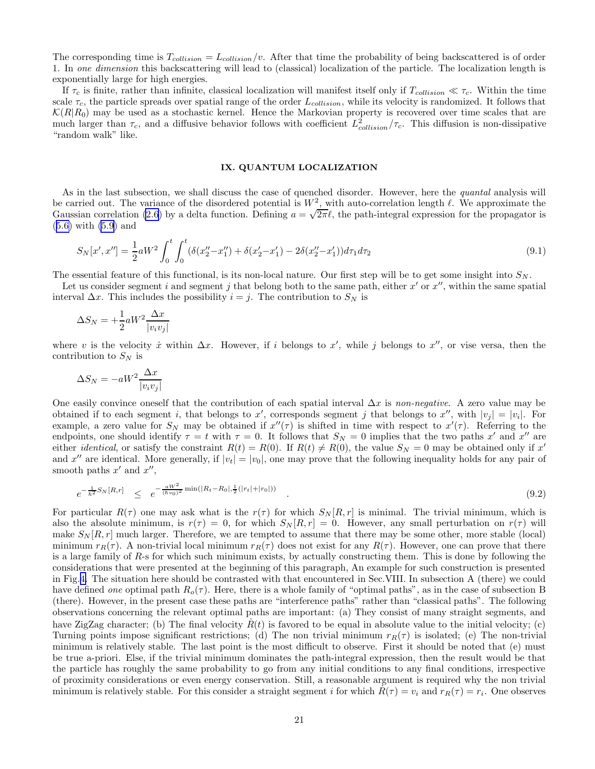The corresponding time is $T_{collision} = L_{collision}/v$. After that time the probability of being backscattered is of order 1. In *one dimension* this backscattering will lead to (classical) localization of the particle. The localization length is exponentially large for high energies.

If $\tau_c$ is finite, rather than infinite, classical localization will manifest itself only if $T_{collision} \ll \tau_c$. Within the time scale $\tau_c$, the particle spreads over spatial range of the order $L_{collision}$, while its velocity is randomized. It follows that $\mathcal{K}(R|R_0)$ may be used as a stochastic kernel. Hence the Markovian property is recovered over time scales that are much larger than $\tau_c$, and a diffusive behavior follows with coefficient $L^2_{collision}/\tau_c$. This diffusion is non-dissipative "random walk" like.

## IX. QUANTUM LOCALIZATION

As in the last subsection, we shall discuss the case of quenched disorder. However, here the *quantal* analysis will be carried out. The variance of the disordered potential is $W^2$, with auto-correlation length $\ell$. We approximate the Gaussian correlation (2.6) by a delta function. Defining $a = \sqrt{2\pi}\ell$, the path-integral expression for the propagator is (5.6) with (5.9) and

$$S_N[x', x''] = \frac{1}{2} a W^2 \int_0^t \int_0^t (\delta(x''_2 - x''_1) + \delta(x'_2 - x'_1) - 2\delta(x''_2 - x'_1)) d\tau_1 d\tau_2 \tag{9.1}$$

The essential feature of this functional, is its non-local nature. Our first step will be to get some insight into $S_N$.

Let us consider segment $i$ and segment $j$ that belong both to the same path, either $x'$ or $x''$, within the same spatial interval $\Delta x$. This includes the possibility $i = j$. The contribution to $S_N$ is

$$\Delta S_N = +\frac{1}{2} a W^2 \frac{\Delta x}{|v_i v_j|}$$

where $v$ is the velocity $\dot{x}$ within $\Delta x$. However, if $i$ belongs to $x'$, while $j$ belongs to $x''$, or vise versa, then the contribution to $S_N$ is

$$\Delta S_N = -a W^2 \frac{\Delta x}{|v_i v_j|}$$

One easily convince oneself that the contribution of each spatial interval $\Delta x$ is *non-negative*. A zero value may be obtained if to each segment $i$, that belongs to $x'$, corresponds segment $j$ that belongs to $x''$, with $|v_j| = |v_i|$. For example, a zero value for $S_N$ may be obtained if $x''(\tau)$ is shifted in time with respect to $x'(\tau)$. Referring to the endpoints, one should identify $\tau = t$ with $\tau = 0$. It follows that $S_N = 0$ implies that the two paths $x'$ and $x''$ are either *identical*, or satisfy the constraint $R(t) = R(0)$. If $R(t) \neq R(0)$, the value $S_N = 0$ may be obtained only if $x'$ and $x''$ are identical. More generally, if $|v_t| = |v_0|$, one may prove that the following inequality holds for any pair of smooth paths $x'$ and $x''$,

$$e^{-\frac{1}{\hbar^2} S_N[R,r]} \quad \leq \quad e^{-\frac{aW^2}{(\hbar v_0)^2} \min(|R_t - R_0|, \frac{1}{2}(|r_t| + |r_0|))} \quad . \tag{9.2}$$

For particular $R(\tau)$ one may ask what is the $r(\tau)$ for which $S_N[R, r]$ is minimal. The trivial minimum, which is also the absolute minimum, is $r(\tau) = 0$, for which $S_N[R, r] = 0$. However, any small perturbation on $r(\tau)$ will make $S_N[R, r]$ much larger. Therefore, we are tempted to assume that there may be some other, more stable (local) minimum $r_R(\tau)$. A non-trivial local minimum $r_R(\tau)$ does not exist for any $R(\tau)$. However, one can prove that there is a large family of $R$-s for which such minimum exists, by actually constructing them. This is done by following the considerations that were presented at the beginning of this paragraph, An example for such construction is presented in Fig.4. The situation here should be contrasted with that encountered in Sec.VIII. In subsection A (there) we could have defined *one* optimal path $R_o(\tau)$. Here, there is a whole family of "optimal paths", as in the case of subsection B (there). However, in the present case these paths are "interference paths" rather than "classical paths". The following observations concerning the relevant optimal paths are important: (a) They consist of many straight segments, and have ZigZag character; (b) The final velocity $\dot{R}(t)$ is favored to be equal in absolute value to the initial velocity; (c) Turning points impose significant restrictions; (d) The non trivial minimum $r_R(\tau)$ is isolated; (e) The non-trivial minimum is relatively stable. The last point is the most difficult to observe. First it should be noted that (e) must be true a-priori. Else, if the trivial minimum dominates the path-integral expression, then the result would be that the particle has roughly the same probability to go from any initial conditions to any final conditions, irrespective of proximity considerations or even energy conservation. Still, a reasonable argument is required why the non trivial minimum is relatively stable. For this consider a straight segment $i$ for which $\dot{R}(\tau) = v_i$ and $r_R(\tau) = r_i$. One observes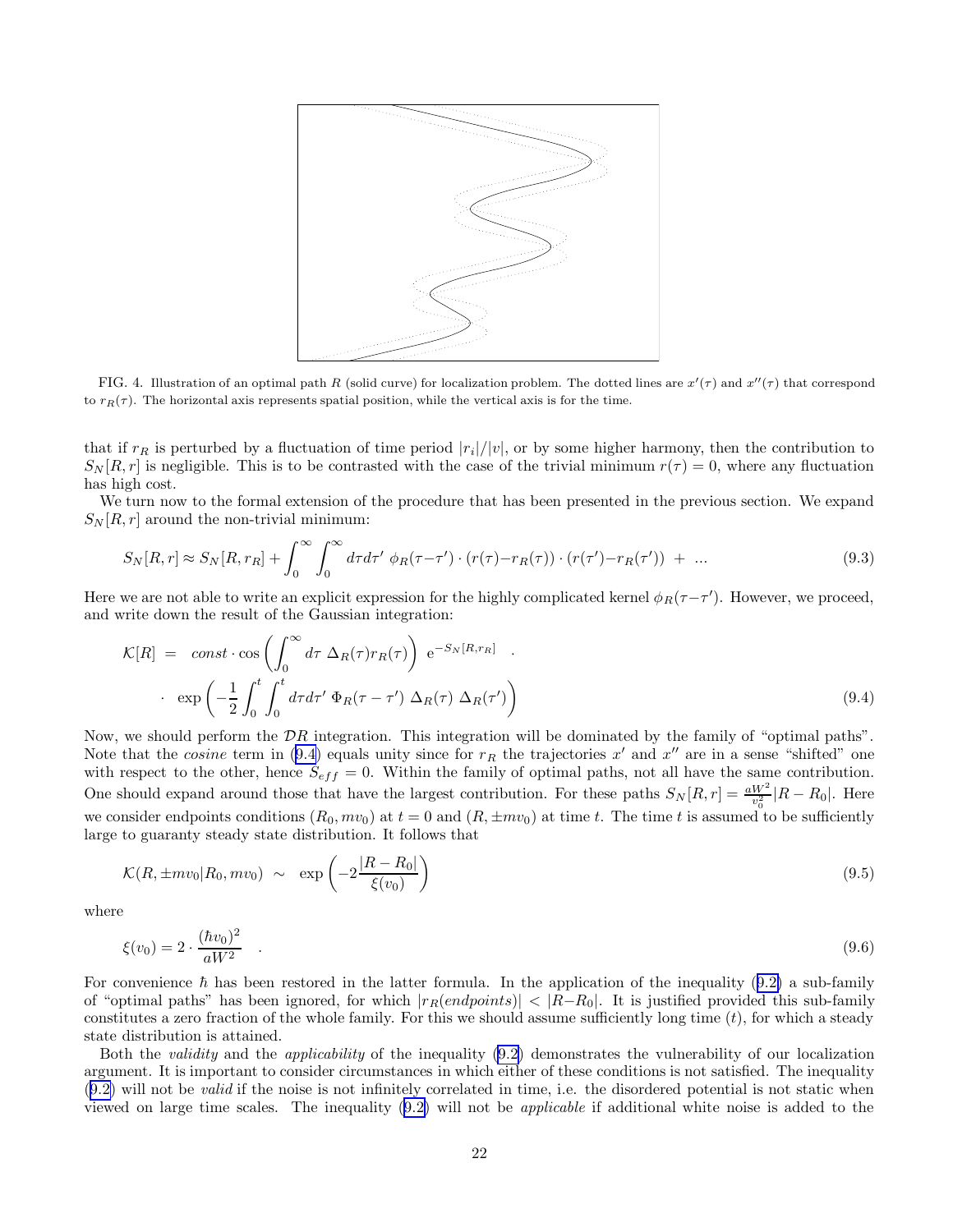FIG. 4. Illustration of an optimal path $R$ (solid curve) for localization problem. The dotted lines are $x'(\tau)$ and $x''(\tau)$ that correspond to $r_R(\tau)$. The horizontal axis represents spatial position, while the vertical axis is for the time.

that if $r_R$ is perturbed by a fluctuation of time period $|r_i|/|v|$, or by some higher harmony, then the contribution to $S_N[R,r]$ is negligible. This is to be contrasted with the case of the trivial minimum $r(\tau)=0$, where any fluctuation has high cost.

We turn now to the formal extension of the procedure that has been presented in the previous section. We expand $S_N[R,r]$ around the non-trivial minimum:

$$S_N[R,r] \approx S_N[R,r_R] + \int_0^\infty \int_0^\infty d\tau d\tau' \ \phi_R(\tau-\tau') \cdot (r(\tau)-r_R(\tau)) \cdot (r(\tau')-r_R(\tau')) \ + \ ... \tag{9.3}$$

Here we are not able to write an explicit expression for the highly complicated kernel $\phi_R(\tau-\tau')$. However, we proceed, and write down the result of the Gaussian integration:

$$\begin{aligned}\mathcal{K}[R] \ &= \ const \cdot \cos\left(\int_0^\infty d\tau \ \Delta_R(\tau) r_R(\tau)\right) \ \mathrm{e}^{-S_N[R,r_R]} \quad . \\ &\cdot \ \exp\left(-\frac{1}{2}\int_0^t\int_0^t d\tau d\tau' \ \Phi_R(\tau-\tau') \ \Delta_R(\tau) \ \Delta_R(\tau')\right)\end{aligned} \tag{9.4}$$

Now, we should perform the $\mathcal{D}R$ integration. This integration will be dominated by the family of "optimal paths". Note that the *cosine* term in (9.4) equals unity since for $r_R$ the trajectories $x'$ and $x''$ are in a sense "shifted" one with respect to the other, hence $S_{eff}=0$. Within the family of optimal paths, not all have the same contribution. One should expand around those that have the largest contribution. For these paths $S_N[R,r] = \frac{aW^2}{v_0^2}|R-R_0|$. Here we consider endpoints conditions $(R_0, mv_0)$ at $t=0$ and $(R, \pm mv_0)$ at time $t$. The time $t$ is assumed to be sufficiently large to guaranty steady state distribution. It follows that

$$\mathcal{K}(R, \pm mv_0 | R_0, mv_0) \ \sim \ \exp\left(-2\frac{|R-R_0|}{\xi(v_0)}\right) \tag{9.5}$$

where

$$\xi(v_0) = 2 \cdot \frac{(\hbar v_0)^2}{aW^2} \quad . \tag{9.6}$$

For convenience $\hbar$ has been restored in the latter formula. In the application of the inequality (9.2) a sub-family of "optimal paths" has been ignored, for which $|r_R(endpoints)| < |R-R_0|$. It is justified provided this sub-family constitutes a zero fraction of the whole family. For this we should assume sufficiently long time ($t$), for which a steady state distribution is attained.

Both the *validity* and the *applicability* of the inequality (9.2) demonstrates the vulnerability of our localization argument. It is important to consider circumstances in which either of these conditions is not satisfied. The inequality (9.2) will not be *valid* if the noise is not infinitely correlated in time, i.e. the disordered potential is not static when viewed on large time scales. The inequality (9.2) will not be *applicable* if additional white noise is added to the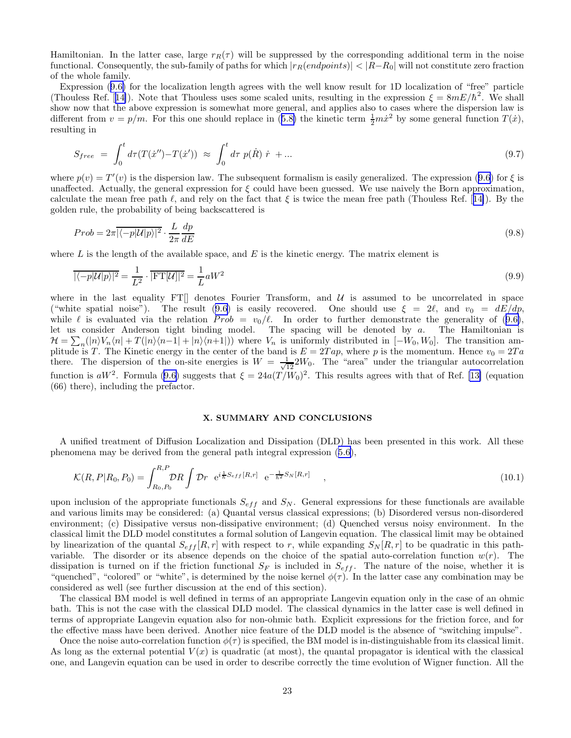Hamiltonian. In the latter case, large $r_R(\tau)$ will be suppressed by the corresponding additional term in the noise functional. Consequently, the sub-family of paths for which $|r_R(endpoints)| < |R-R_0|$ will not constitute zero fraction of the whole family.

Expression (9.6) for the localization length agrees with the well know result for 1D localization of "free" particle (Thouless Ref. [14]). Note that Thouless uses some scaled units, resulting in the expression $\xi = 8mE/\hbar^2$. We shall show now that the above expression is somewhat more general, and applies also to cases where the dispersion law is different from $v = p/m$. For this one should replace in (5.8) the kinetic term $\frac{1}{2}m\dot{x}^2$ by some general function $T(\dot{x})$, resulting in

$$S_{free} \;=\; \int_0^t d\tau (T(\dot{x}'')-T(\dot{x}')) \;\approx\; \int_0^t d\tau \; p(\dot{R}) \; \dot{r} \;+ ... \tag{9.7}$$

where $p(v) = T'(v)$ is the dispersion law. The subsequent formalism is easily generalized. The expression (9.6) for $\xi$ is unaffected. Actually, the general expression for $\xi$ could have been guessed. We use naively the Born approximation, calculate the mean free path $\ell$, and rely on the fact that $\xi$ is twice the mean free path (Thouless Ref. [14]). By the golden rule, the probability of being backscattered is

$$Prob = 2\pi\overline{|\langle -p|\mathcal{U}|p\rangle|^2} \cdot \frac{L}{2\pi}\frac{dp}{dE} \tag{9.8}$$

where $L$ is the length of the available space, and $E$ is the kinetic energy. The matrix element is

$$\overline{|\langle -p|\mathcal{U}|p\rangle|^2} = \frac{1}{L^2} \cdot \overline{|\text{FT}[\mathcal{U}]|^2} = \frac{1}{L}aW^2 \tag{9.9}$$

where in the last equality FT[] denotes Fourier Transform, and $\mathcal{U}$ is assumed to be uncorrelated in space ("white spatial noise"). The result (9.6) is easily recovered. One should use $\xi = 2\ell$, and $v_0 = dE/dp$, while $\ell$ is evaluated via the relation $Prob = v_0/\ell$. In order to further demonstrate the generality of (9.6), let us consider Anderson tight binding model. The spacing will be denoted by $a$. The Hamiltonian is $\mathcal{H} = \sum_n (|n\rangle V_n \langle n| + T(|n\rangle\langle n{-}1| + |n\rangle\langle n{+}1|))$ where $V_n$ is uniformly distributed in $[-W_0, W_0]$. The transition amplitude is $T$. The Kinetic energy in the center of the band is $E = 2Tap$, where $p$ is the momentum. Hence $v_0 = 2Ta$ there. The dispersion of the on-site energies is $W = \frac{1}{\sqrt{12}}2W_0$. The "area" under the triangular autocorrelation function is $aW^2$. Formula (9.6) suggests that $\xi = 24a(T/W_0)^2$. This results agrees with that of Ref. [13] (equation (66) there), including the prefactor.

## X. SUMMARY AND CONCLUSIONS

A unified treatment of Diffusion Localization and Dissipation (DLD) has been presented in this work. All these phenomena may be derived from the general path integral expression (5.6),

$$\mathcal{K}(R,P|R_0,P_0) = \int_{R_0,P_0}^{R,P} \mathcal{D}R \int \mathcal{D}r \;\; \mathrm{e}^{i\frac{1}{\hbar}S_{eff}[R,r]} \;\; \mathrm{e}^{-\frac{1}{\hbar^2}S_N[R,r]} \quad , \tag{10.1}$$

upon inclusion of the appropriate functionals $S_{eff}$ and $S_N$. General expressions for these functionals are available and various limits may be considered: (a) Quantal versus classical expressions; (b) Disordered versus non-disordered environment; (c) Dissipative versus non-dissipative environment; (d) Quenched versus noisy environment. In the classical limit the DLD model constitutes a formal solution of Langevin equation. The classical limit may be obtained by linearization of the quantal $S_{eff}[R,r]$ with respect to $r$, while expanding $S_N[R,r]$ to be quadratic in this path-variable. The disorder or its absence depends on the choice of the spatial auto-correlation function $w(r)$. The dissipation is turned on if the friction functional $S_F$ is included in $S_{eff}$. The nature of the noise, whether it is "quenched", "colored" or "white", is determined by the noise kernel $\phi(\tau)$. In the latter case any combination may be considered as well (see further discussion at the end of this section).

The classical BM model is well defined in terms of an appropriate Langevin equation only in the case of an ohmic bath. This is not the case with the classical DLD model. The classical dynamics in the latter case is well defined in terms of appropriate Langevin equation also for non-ohmic bath. Explicit expressions for the friction force, and for the effective mass have been derived. Another nice feature of the DLD model is the absence of "switching impulse".

Once the noise auto-correlation function $\phi(\tau)$ is specified, the BM model is in-distinguishable from its classical limit. As long as the external potential $V(x)$ is quadratic (at most), the quantal propagator is identical with the classical one, and Langevin equation can be used in order to describe correctly the time evolution of Wigner function. All the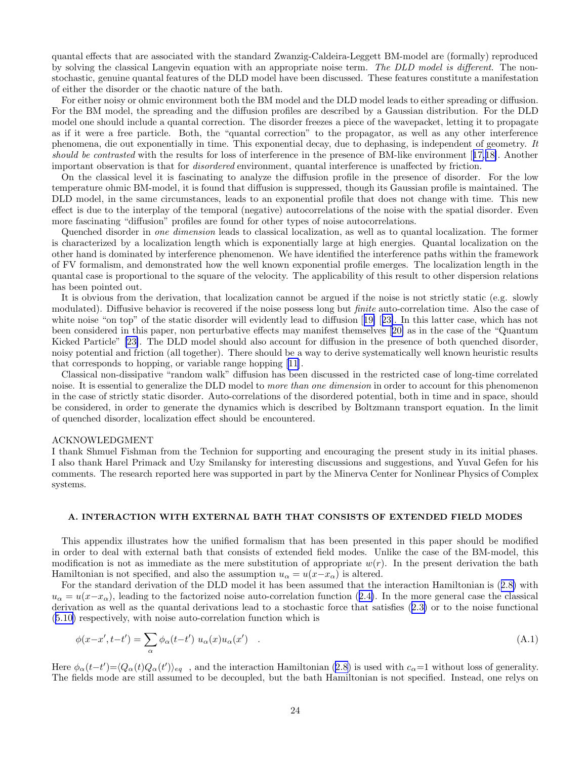quantal effects that are associated with the standard Zwanzig-Caldeira-Leggett BM-model are (formally) reproduced by solving the classical Langevin equation with an appropriate noise term. *The DLD model is different.* The non-stochastic, genuine quantal features of the DLD model have been discussed. These features constitute a manifestation of either the disorder or the chaotic nature of the bath.

For either noisy or ohmic environment both the BM model and the DLD model leads to either spreading or diffusion. For the BM model, the spreading and the diffusion profiles are described by a Gaussian distribution. For the DLD model one should include a quantal correction. The disorder freezes a piece of the wavepacket, letting it to propagate as if it were a free particle. Both, the "quantal correction" to the propagator, as well as any other interference phenomena, die out exponentially in time. This exponential decay, due to dephasing, is independent of geometry. *It should be contrasted* with the results for loss of interference in the presence of BM-like environment [17,18]. Another important observation is that for *disordered* environment, quantal interference is unaffected by friction.

On the classical level it is fascinating to analyze the diffusion profile in the presence of disorder. For the low temperature ohmic BM-model, it is found that diffusion is suppressed, though its Gaussian profile is maintained. The DLD model, in the same circumstances, leads to an exponential profile that does not change with time. This new effect is due to the interplay of the temporal (negative) autocorrelations of the noise with the spatial disorder. Even more fascinating "diffusion" profiles are found for other types of noise autocorrelations.

Quenched disorder in *one dimension* leads to classical localization, as well as to quantal localization. The former is characterized by a localization length which is exponentially large at high energies. Quantal localization on the other hand is dominated by interference phenomenon. We have identified the interference paths within the framework of FV formalism, and demonstrated how the well known exponential profile emerges. The localization length in the quantal case is proportional to the square of the velocity. The applicability of this result to other dispersion relations has been pointed out.

It is obvious from the derivation, that localization cannot be argued if the noise is not strictly static (e.g. slowly modulated). Diffusive behavior is recovered if the noise possess long but *finite* auto-correlation time. Also the case of white noise "on top" of the static disorder will evidently lead to diffusion [19] [23]. In this latter case, which has not been considered in this paper, non perturbative effects may manifest themselves [20] as in the case of the "Quantum Kicked Particle" [23]. The DLD model should also account for diffusion in the presence of both quenched disorder, noisy potential and friction (all together). There should be a way to derive systematically well known heuristic results that corresponds to hopping, or variable range hopping [11].

Classical non-dissipative "random walk" diffusion has been discussed in the restricted case of long-time correlated noise. It is essential to generalize the DLD model to *more than one dimension* in order to account for this phenomenon in the case of strictly static disorder. Auto-correlations of the disordered potential, both in time and in space, should be considered, in order to generate the dynamics which is described by Boltzmann transport equation. In the limit of quenched disorder, localization effect should be encountered.

ACKNOWLEDGMENT

I thank Shmuel Fishman from the Technion for supporting and encouraging the present study in its initial phases. I also thank Harel Primack and Uzy Smilansky for interesting discussions and suggestions, and Yuval Gefen for his comments. The research reported here was supported in part by the Minerva Center for Nonlinear Physics of Complex systems.

## A. INTERACTION WITH EXTERNAL BATH THAT CONSISTS OF EXTENDED FIELD MODES

This appendix illustrates how the unified formalism that has been presented in this paper should be modified in order to deal with external bath that consists of extended field modes. Unlike the case of the BM-model, this modification is not as immediate as the mere substitution of appropriate $w(r)$. In the present derivation the bath Hamiltonian is not specified, and also the assumption $u_\alpha = u(x-x_\alpha)$ is altered.

For the standard derivation of the DLD model it has been assumed that the interaction Hamiltonian is (2.8) with $u_\alpha = u(x-x_\alpha)$, leading to the factorized noise auto-correlation function (2.4). In the more general case the classical derivation as well as the quantal derivations lead to a stochastic force that satisfies (2.3) or to the noise functional (5.10) respectively, with noise auto-correlation function which is

$$\phi(x-x', t-t') = \sum_\alpha \phi_\alpha(t-t') \; u_\alpha(x) u_\alpha(x') \quad . \tag{A.1}$$

Here $\phi_\alpha(t-t') = \langle Q_\alpha(t) Q_\alpha(t') \rangle_{eq}$ , and the interaction Hamiltonian (2.8) is used with $c_\alpha = 1$ without loss of generality. The fields mode are still assumed to be decoupled, but the bath Hamiltonian is not specified. Instead, one relys on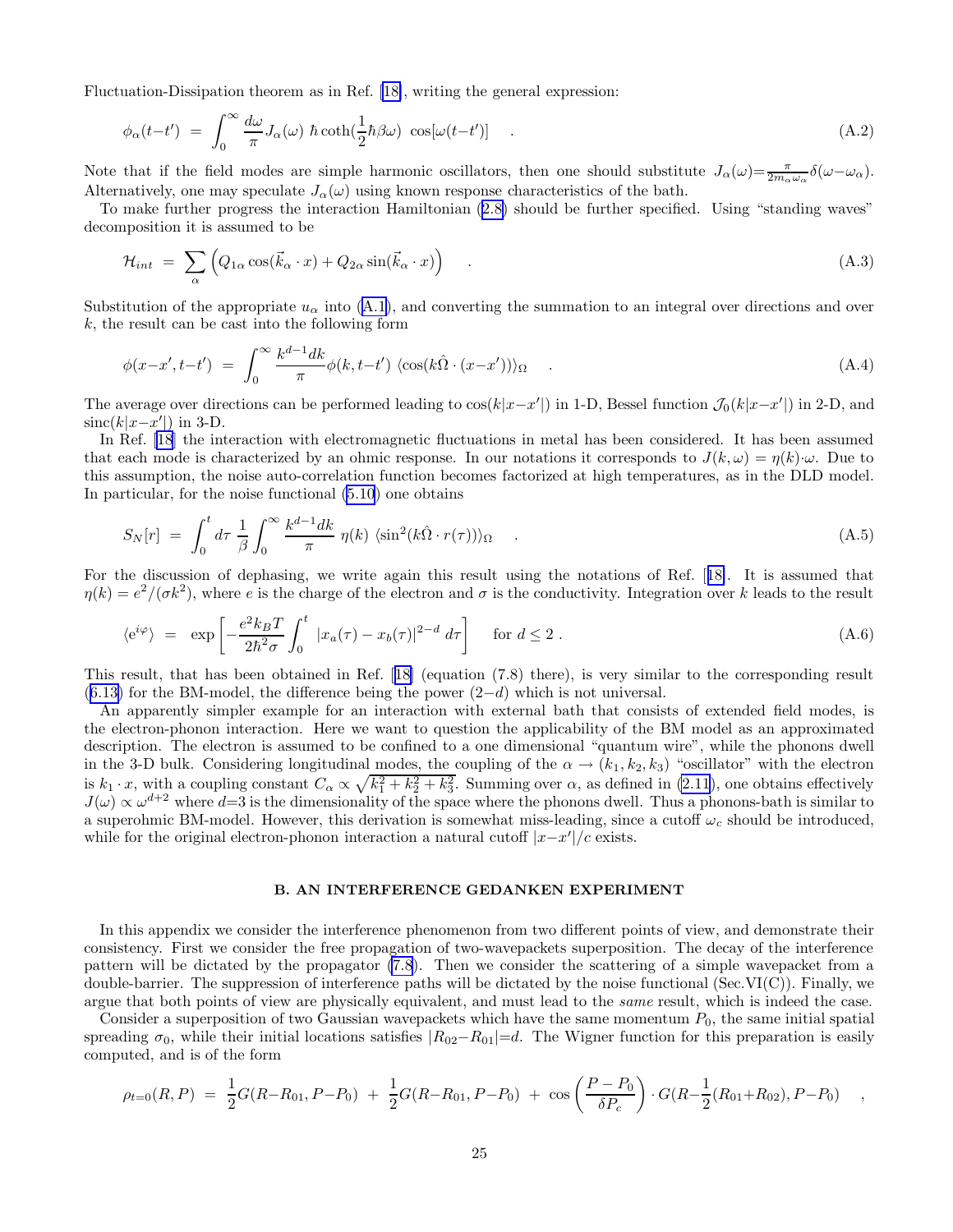Fluctuation-Dissipation theorem as in Ref. [18], writing the general expression:

$$\phi_\alpha(t-t') \; = \; \int_0^\infty \frac{d\omega}{\pi} J_\alpha(\omega) \; \hbar \coth(\frac{1}{2}\hbar\beta\omega) \; \cos[\omega(t-t')] \quad . \tag{A.2}$$

Note that if the field modes are simple harmonic oscillators, then one should substitute $J_\alpha(\omega) = \frac{\pi}{2m_\alpha\omega_\alpha}\delta(\omega-\omega_\alpha)$. Alternatively, one may speculate $J_\alpha(\omega)$ using known response characteristics of the bath.

To make further progress the interaction Hamiltonian (2.8) should be further specified. Using "standing waves" decomposition it is assumed to be

$$\mathcal{H}_{int} \; = \; \sum_\alpha \left( Q_{1\alpha} \cos(\vec{k}_\alpha \cdot x) + Q_{2\alpha} \sin(\vec{k}_\alpha \cdot x) \right) \quad . \tag{A.3}$$

Substitution of the appropriate $u_\alpha$ into (A.1), and converting the summation to an integral over directions and over $k$, the result can be cast into the following form

$$\phi(x-x', t-t') \; = \; \int_0^\infty \frac{k^{d-1}dk}{\pi} \phi(k, t-t') \; \langle \cos(k\hat{\Omega}\cdot(x-x'))\rangle_\Omega \quad . \tag{A.4}$$

The average over directions can be performed leading to $\cos(k|x-x'|)$ in 1-D, Bessel function $\mathcal{J}_0(k|x-x'|)$ in 2-D, and $\mathrm{sinc}(k|x-x'|)$ in 3-D.

In Ref. [18] the interaction with electromagnetic fluctuations in metal has been considered. It has been assumed that each mode is characterized by an ohmic response. In our notations it corresponds to $J(k,\omega) = \eta(k)\cdot\omega$. Due to this assumption, the noise auto-correlation function becomes factorized at high temperatures, as in the DLD model. In particular, for the noise functional (5.10) one obtains

$$S_N[r] \; = \; \int_0^t d\tau \; \frac{1}{\beta} \int_0^\infty \frac{k^{d-1}dk}{\pi} \; \eta(k) \; \langle \sin^2(k\hat{\Omega}\cdot r(\tau))\rangle_\Omega \quad . \tag{A.5}$$

For the discussion of dephasing, we write again this result using the notations of Ref. [18]. It is assumed that $\eta(k) = e^2/(\sigma k^2)$, where $e$ is the charge of the electron and $\sigma$ is the conductivity. Integration over $k$ leads to the result

$$\langle \mathrm{e}^{i\varphi}\rangle \; = \; \exp\left[-\frac{e^2 k_B T}{2\hbar^2\sigma} \int_0^t \; |x_a(\tau) - x_b(\tau)|^{2-d} \; d\tau\right] \quad \text{for } d \leq 2 \; . \tag{A.6}$$

This result, that has been obtained in Ref. [18] (equation (7.8) there), is very similar to the corresponding result (6.13) for the BM-model, the difference being the power $(2-d)$ which is not universal.

An apparently simpler example for an interaction with external bath that consists of extended field modes, is the electron-phonon interaction. Here we want to question the applicability of the BM model as an approximated description. The electron is assumed to be confined to a one dimensional "quantum wire", while the phonons dwell in the 3-D bulk. Considering longitudinal modes, the coupling of the $\alpha \to (k_1, k_2, k_3)$ "oscillator" with the electron is $k_1 \cdot x$, with a coupling constant $C_\alpha \propto \sqrt{k_1^2 + k_2^2 + k_3^2}$. Summing over $\alpha$, as defined in (2.11), one obtains effectively $J(\omega) \propto \omega^{d+2}$ where $d$=3 is the dimensionality of the space where the phonons dwell. Thus a phonons-bath is similar to a superohmic BM-model. However, this derivation is somewhat miss-leading, since a cutoff $\omega_c$ should be introduced, while for the original electron-phonon interaction a natural cutoff $|x-x'|/c$ exists.

## B. AN INTERFERENCE GEDANKEN EXPERIMENT

In this appendix we consider the interference phenomenon from two different points of view, and demonstrate their consistency. First we consider the free propagation of two-wavepackets superposition. The decay of the interference pattern will be dictated by the propagator (7.8). Then we consider the scattering of a simple wavepacket from a double-barrier. The suppression of interference paths will be dictated by the noise functional (Sec.VI(C)). Finally, we argue that both points of view are physically equivalent, and must lead to the *same* result, which is indeed the case.

Consider a superposition of two Gaussian wavepackets which have the same momentum $P_0$, the same initial spatial spreading $\sigma_0$, while their initial locations satisfies $|R_{02}-R_{01}|=d$. The Wigner function for this preparation is easily computed, and is of the form

$$\rho_{t=0}(R,P) \; = \; \frac{1}{2}G(R-R_{01}, P-P_0) \; + \; \frac{1}{2}G(R-R_{01}, P-P_0) \; + \; \cos\left(\frac{P-P_0}{\delta P_c}\right) \cdot G(R-\frac{1}{2}(R_{01}+R_{02}), P-P_0) \quad ,$$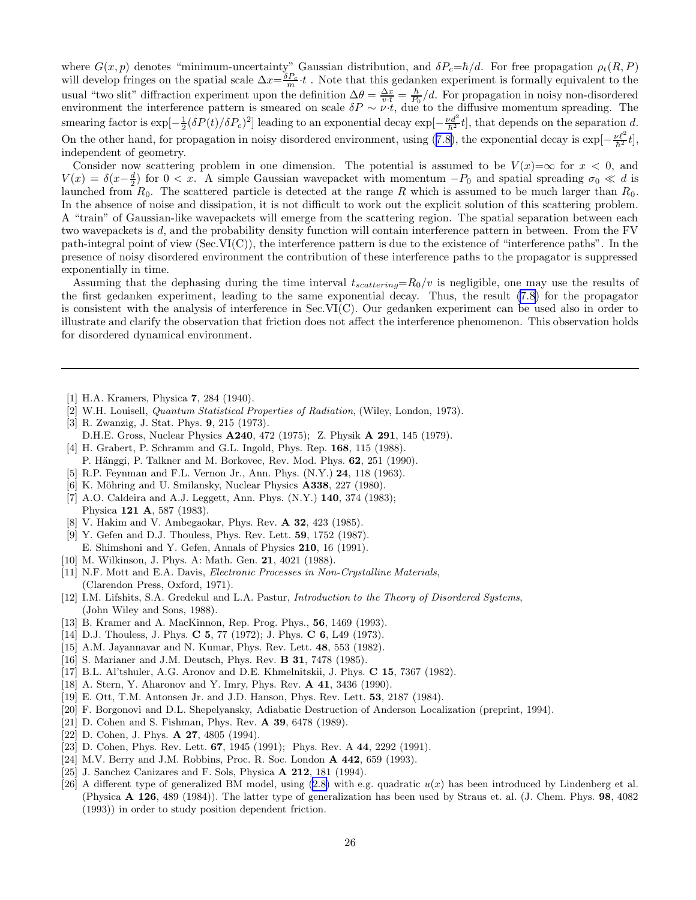where $G(x,p)$ denotes "minimum-uncertainty" Gaussian distribution, and $\delta P_c = \hbar/d$. For free propagation $\rho_t(R,P)$ will develop fringes on the spatial scale $\Delta x = \frac{\delta P_c}{m} \cdot t$ . Note that this gedanken experiment is formally equivalent to the usual "two slit" diffraction experiment upon the definition $\Delta\theta = \frac{\Delta x}{v \cdot t} = \frac{\hbar}{P_0}/d$. For propagation in noisy non-disordered environment the interference pattern is smeared on scale $\delta P \sim \nu \cdot t$, due to the diffusive momentum spreading. The smearing factor is $\exp[-\frac{1}{2}(\delta P(t)/\delta P_c)^2]$ leading to an exponential decay $\exp[-\frac{\nu d^2}{\hbar^2} t]$, that depends on the separation $d$. On the other hand, for propagation in noisy disordered environment, using (7.8), the exponential decay is $\exp[-\frac{\nu \ell^2}{\hbar^2} t]$, independent of geometry.

Consider now scattering problem in one dimension. The potential is assumed to be $V(x) = \infty$ for $x < 0$, and $V(x) = \delta(x - \frac{d}{2})$ for $0 < x$. A simple Gaussian wavepacket with momentum $-P_0$ and spatial spreading $\sigma_0 \ll d$ is launched from $R_0$. The scattered particle is detected at the range $R$ which is assumed to be much larger than $R_0$. In the absence of noise and dissipation, it is not difficult to work out the explicit solution of this scattering problem. A "train" of Gaussian-like wavepackets will emerge from the scattering region. The spatial separation between each two wavepackets is $d$, and the probability density function will contain interference pattern in between. From the FV path-integral point of view (Sec.VI(C)), the interference pattern is due to the existence of "interference paths". In the presence of noisy disordered environment the contribution of these interference paths to the propagator is suppressed exponentially in time.

Assuming that the dephasing during the time interval $t_{scattering} = R_0/v$ is negligible, one may use the results of the first gedanken experiment, leading to the same exponential decay. Thus, the result (7.8) for the propagator is consistent with the analysis of interference in Sec.VI(C). Our gedanken experiment can be used also in order to illustrate and clarify the observation that friction does not affect the interference phenomenon. This observation holds for disordered dynamical environment.

---

[1] H.A. Kramers, Physica **7**, 284 (1940).

[2] W.H. Louisell, *Quantum Statistical Properties of Radiation*, (Wiley, London, 1973).

[3] R. Zwanzig, J. Stat. Phys. **9**, 215 (1973).
D.H.E. Gross, Nuclear Physics **A240**, 472 (1975); Z. Physik **A 291**, 145 (1979).

[4] H. Grabert, P. Schramm and G.L. Ingold, Phys. Rep. **168**, 115 (1988).
P. Hänggi, P. Talkner and M. Borkovec, Rev. Mod. Phys. **62**, 251 (1990).

[5] R.P. Feynman and F.L. Vernon Jr., Ann. Phys. (N.Y.) **24**, 118 (1963).

[6] K. Möhring and U. Smilansky, Nuclear Physics **A338**, 227 (1980).

[7] A.O. Caldeira and A.J. Leggett, Ann. Phys. (N.Y.) **140**, 374 (1983);
Physica **121 A**, 587 (1983).

[8] V. Hakim and V. Ambegaokar, Phys. Rev. **A 32**, 423 (1985).

[9] Y. Gefen and D.J. Thouless, Phys. Rev. Lett. **59**, 1752 (1987).
E. Shimshoni and Y. Gefen, Annals of Physics **210**, 16 (1991).

[10] M. Wilkinson, J. Phys. A: Math. Gen. **21**, 4021 (1988).

[11] N.F. Mott and E.A. Davis, *Electronic Processes in Non-Crystalline Materials*,
(Clarendon Press, Oxford, 1971).

[12] I.M. Lifshits, S.A. Gredekul and L.A. Pastur, *Introduction to the Theory of Disordered Systems*,
(John Wiley and Sons, 1988).

[13] B. Kramer and A. MacKinnon, Rep. Prog. Phys., **56**, 1469 (1993).

[14] D.J. Thouless, J. Phys. **C 5**, 77 (1972); J. Phys. **C 6**, L49 (1973).

[15] A.M. Jayannavar and N. Kumar, Phys. Rev. Lett. **48**, 553 (1982).

[16] S. Marianer and J.M. Deutsch, Phys. Rev. **B 31**, 7478 (1985).

[17] B.L. Al'tshuler, A.G. Aronov and D.E. Khmelnitskii, J. Phys. **C 15**, 7367 (1982).

[18] A. Stern, Y. Aharonov and Y. Imry, Phys. Rev. **A 41**, 3436 (1990).

[19] E. Ott, T.M. Antonsen Jr. and J.D. Hanson, Phys. Rev. Lett. **53**, 2187 (1984).

[20] F. Borgonovi and D.L. Shepelyansky, Adiabatic Destruction of Anderson Localization (preprint, 1994).

[21] D. Cohen and S. Fishman, Phys. Rev. **A 39**, 6478 (1989).

[22] D. Cohen, J. Phys. **A 27**, 4805 (1994).

[23] D. Cohen, Phys. Rev. Lett. **67**, 1945 (1991); Phys. Rev. A **44**, 2292 (1991).

[24] M.V. Berry and J.M. Robbins, Proc. R. Soc. London **A 442**, 659 (1993).

[25] J. Sanchez Canizares and F. Sols, Physica **A 212**, 181 (1994).

[26] A different type of generalized BM model, using (2.8) with e.g. quadratic $u(x)$ has been introduced by Lindenberg et al. (Physica **A 126**, 489 (1984)). The latter type of generalization has been used by Straus et. al. (J. Chem. Phys. **98**, 4082 (1993)) in order to study position dependent friction.